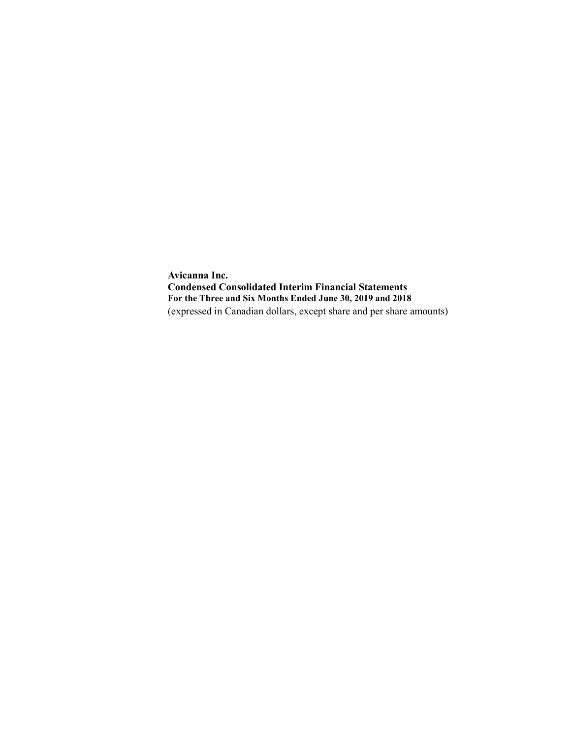**Avicanna Inc.**
**Condensed Consolidated Interim Financial Statements**
**For the Three and Six Months Ended June 30, 2019 and 2018**
(expressed in Canadian dollars, except share and per share amounts)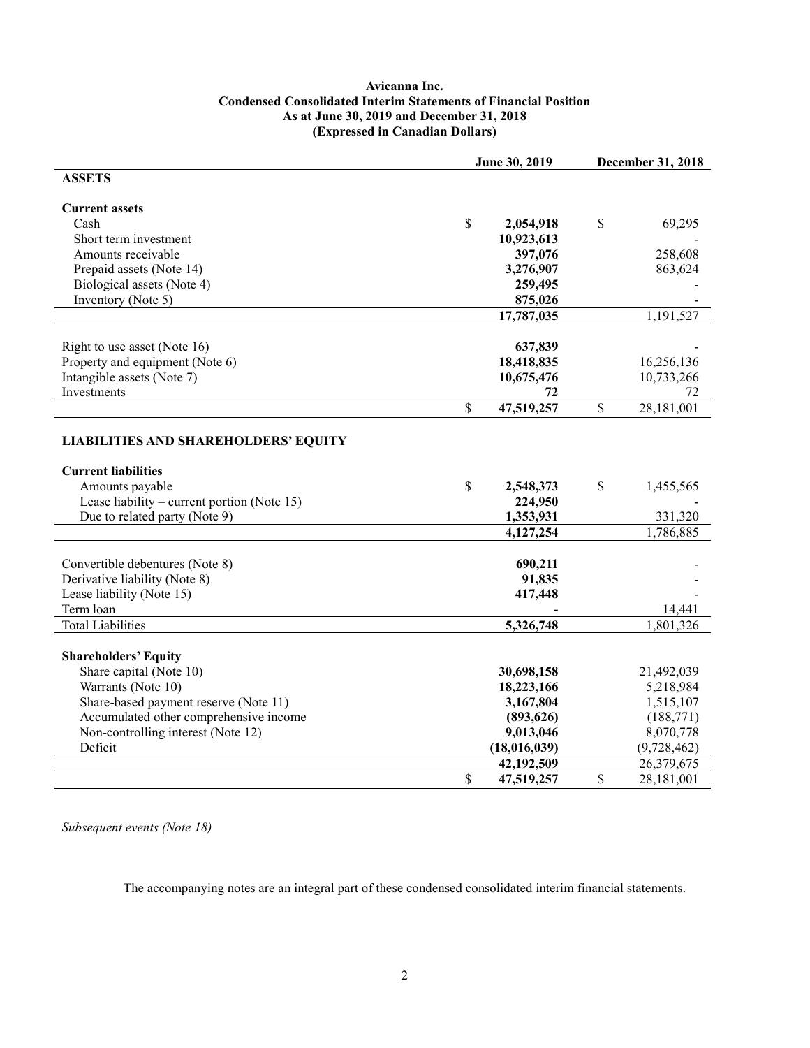**Avicanna Inc.**
**Condensed Consolidated Interim Statements of Financial Position**
**As at June 30, 2019 and December 31, 2018**
**(Expressed in Canadian Dollars)**

| | June 30, 2019 | December 31, 2018 |
|---|---|---|
| **ASSETS** | | |
| **Current assets** | | |
| Cash | $ **2,054,918** | $ 69,295 |
| Short term investment | **10,923,613** | - |
| Amounts receivable | **397,076** | 258,608 |
| Prepaid assets (Note 14) | **3,276,907** | 863,624 |
| Biological assets (Note 4) | **259,495** | - |
| Inventory (Note 5) | **875,026** | - |
| | **17,787,035** | 1,191,527 |
| Right to use asset (Note 16) | **637,839** | - |
| Property and equipment (Note 6) | **18,418,835** | 16,256,136 |
| Intangible assets (Note 7) | **10,675,476** | 10,733,266 |
| Investments | **72** | 72 |
| | $ **47,519,257** | $ 28,181,001 |
| **LIABILITIES AND SHAREHOLDERS' EQUITY** | | |
| **Current liabilities** | | |
| Amounts payable | $ **2,548,373** | $ 1,455,565 |
| Lease liability – current portion (Note 15) | **224,950** | - |
| Due to related party (Note 9) | **1,353,931** | 331,320 |
| | **4,127,254** | 1,786,885 |
| Convertible debentures (Note 8) | **690,211** | - |
| Derivative liability (Note 8) | **91,835** | - |
| Lease liability (Note 15) | **417,448** | - |
| Term loan | **-** | 14,441 |
| Total Liabilities | **5,326,748** | 1,801,326 |
| **Shareholders' Equity** | | |
| Share capital (Note 10) | **30,698,158** | 21,492,039 |
| Warrants (Note 10) | **18,223,166** | 5,218,984 |
| Share-based payment reserve (Note 11) | **3,167,804** | 1,515,107 |
| Accumulated other comprehensive income | **(893,626)** | (188,771) |
| Non-controlling interest (Note 12) | **9,013,046** | 8,070,778 |
| Deficit | **(18,016,039)** | (9,728,462) |
| | **42,192,509** | 26,379,675 |
| | $ **47,519,257** | $ 28,181,001 |

*Subsequent events (Note 18)*

The accompanying notes are an integral part of these condensed consolidated interim financial statements.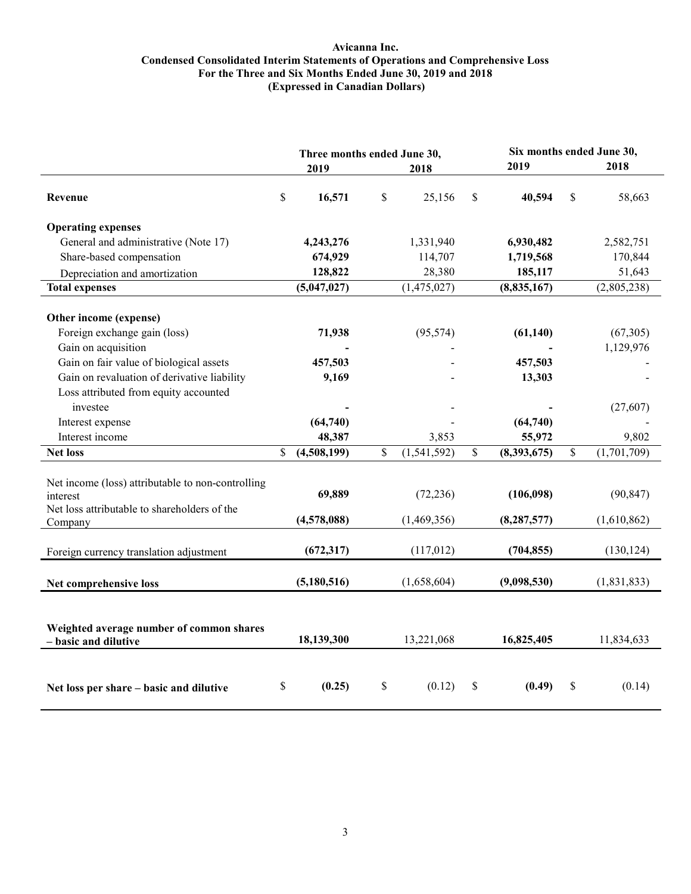**Avicanna Inc.**
**Condensed Consolidated Interim Statements of Operations and Comprehensive Loss**
**For the Three and Six Months Ended June 30, 2019 and 2018**
**(Expressed in Canadian Dollars)**

| | Three months ended June 30, | | Six months ended June 30, | |
|---|---|---|---|---|
| | **2019** | **2018** | **2019** | **2018** |
| **Revenue** | $ **16,571** | $ 25,156 | $ **40,594** | $ 58,663 |
| **Operating expenses** | | | | |
| General and administrative (Note 17) | **4,243,276** | 1,331,940 | **6,930,482** | 2,582,751 |
| Share-based compensation | **674,929** | 114,707 | **1,719,568** | 170,844 |
| Depreciation and amortization | **128,822** | 28,380 | **185,117** | 51,643 |
| **Total expenses** | **(5,047,027)** | (1,475,027) | **(8,835,167)** | (2,805,238) |
| **Other income (expense)** | | | | |
| Foreign exchange gain (loss) | **71,938** | (95,574) | **(61,140)** | (67,305) |
| Gain on acquisition | **-** | - | **-** | 1,129,976 |
| Gain on fair value of biological assets | **457,503** | - | **457,503** | - |
| Gain on revaluation of derivative liability | **9,169** | - | **13,303** | - |
| Loss attributed from equity accounted investee | **-** | - | **-** | (27,607) |
| Interest expense | **(64,740)** | - | **(64,740)** | - |
| Interest income | **48,387** | 3,853 | **55,972** | 9,802 |
| **Net loss** | $ **(4,508,199)** | $ (1,541,592) | $ **(8,393,675)** | $ (1,701,709) |
| Net income (loss) attributable to non-controlling interest | **69,889** | (72,236) | **(106,098)** | (90,847) |
| Net loss attributable to shareholders of the Company | **(4,578,088)** | (1,469,356) | **(8,287,577)** | (1,610,862) |
| Foreign currency translation adjustment | **(672,317)** | (117,012) | **(704,855)** | (130,124) |
| **Net comprehensive loss** | **(5,180,516)** | (1,658,604) | **(9,098,530)** | (1,831,833) |
| **Weighted average number of common shares – basic and dilutive** | **18,139,300** | 13,221,068 | **16,825,405** | 11,834,633 |
| **Net loss per share – basic and dilutive** | $ **(0.25)** | $ (0.12) | $ **(0.49)** | $ (0.14) |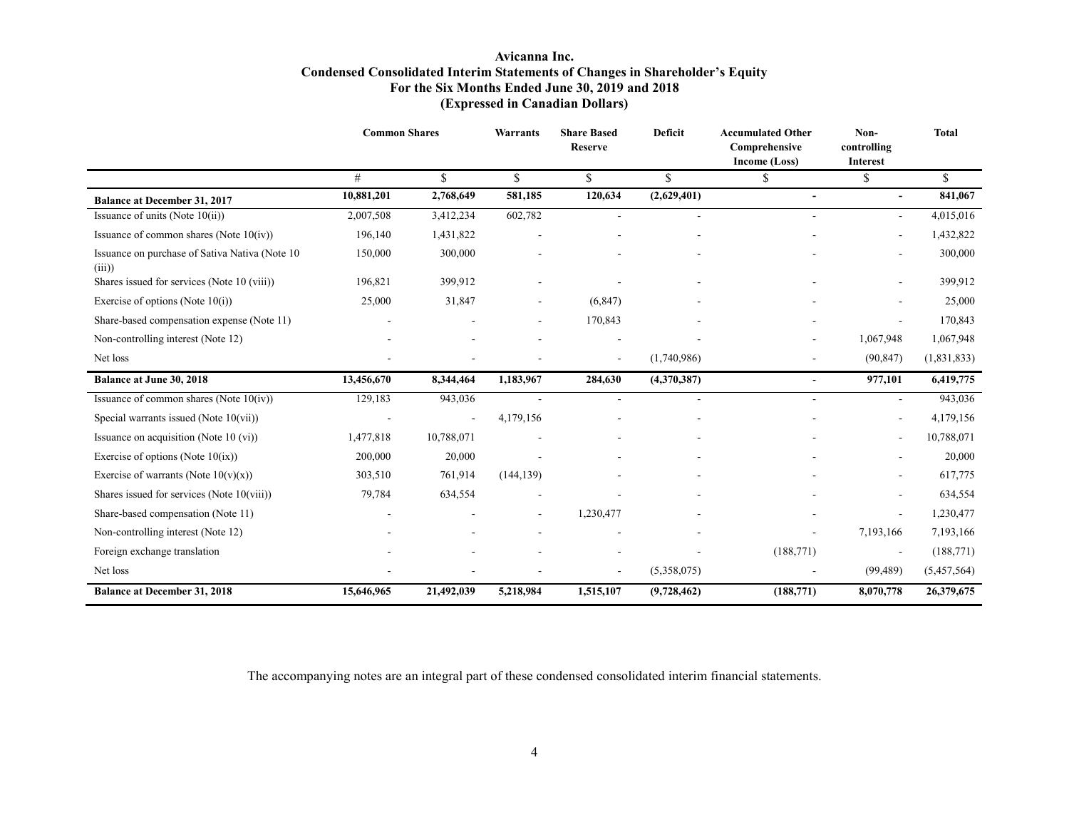# Avicanna Inc.
## Condensed Consolidated Interim Statements of Changes in Shareholder's Equity
## For the Six Months Ended June 30, 2019 and 2018
## (Expressed in Canadian Dollars)

| | Common Shares | | Warrants | Share Based Reserve | Deficit | Accumulated Other Comprehensive Income (Loss) | Non-controlling Interest | Total |
|---|---|---|---|---|---|---|---|---|
| | # | $ | $ | $ | $ | $ | $ | $ |
| **Balance at December 31, 2017** | **10,881,201** | **2,768,649** | **581,185** | **120,634** | **(2,629,401)** | **-** | **-** | **841,067** |
| Issuance of units (Note 10(ii)) | 2,007,508 | 3,412,234 | 602,782 | - | - | - | - | 4,015,016 |
| Issuance of common shares (Note 10(iv)) | 196,140 | 1,431,822 | - | - | - | - | - | 1,432,822 |
| Issuance on purchase of Sativa Nativa (Note 10 (iii)) | 150,000 | 300,000 | - | - | - | - | - | 300,000 |
| Shares issued for services (Note 10 (viii)) | 196,821 | 399,912 | - | - | - | - | - | 399,912 |
| Exercise of options (Note 10(i)) | 25,000 | 31,847 | - | (6,847) | - | - | - | 25,000 |
| Share-based compensation expense (Note 11) | - | - | - | 170,843 | - | - | - | 170,843 |
| Non-controlling interest (Note 12) | - | - | - | - | - | - | 1,067,948 | 1,067,948 |
| Net loss | - | - | - | - | (1,740,986) | - | (90,847) | (1,831,833) |
| **Balance at June 30, 2018** | **13,456,670** | **8,344,464** | **1,183,967** | **284,630** | **(4,370,387)** | **-** | **977,101** | **6,419,775** |
| Issuance of common shares (Note 10(iv)) | 129,183 | 943,036 | - | - | - | - | - | 943,036 |
| Special warrants issued (Note 10(vii)) | - | - | 4,179,156 | - | - | - | - | 4,179,156 |
| Issuance on acquisition (Note 10 (vi)) | 1,477,818 | 10,788,071 | - | - | - | - | - | 10,788,071 |
| Exercise of options (Note 10(ix)) | 200,000 | 20,000 | - | - | - | - | - | 20,000 |
| Exercise of warrants (Note 10(v)(x)) | 303,510 | 761,914 | (144,139) | - | - | - | - | 617,775 |
| Shares issued for services (Note 10(viii)) | 79,784 | 634,554 | - | - | - | - | - | 634,554 |
| Share-based compensation (Note 11) | - | - | - | 1,230,477 | - | - | - | 1,230,477 |
| Non-controlling interest (Note 12) | - | - | - | - | - | - | 7,193,166 | 7,193,166 |
| Foreign exchange translation | - | - | - | - | - | (188,771) | - | (188,771) |
| Net loss | - | - | - | - | (5,358,075) | - | (99,489) | (5,457,564) |
| **Balance at December 31, 2018** | **15,646,965** | **21,492,039** | **5,218,984** | **1,515,107** | **(9,728,462)** | **(188,771)** | **8,070,778** | **26,379,675** |

The accompanying notes are an integral part of these condensed consolidated interim financial statements.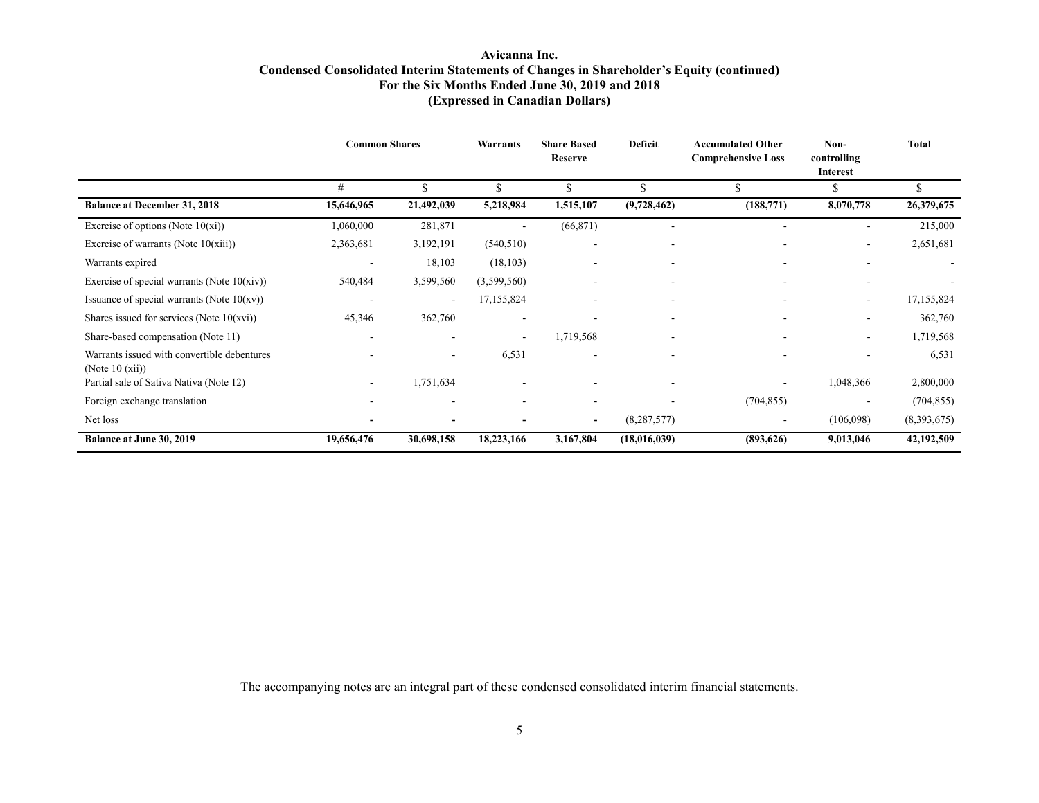# Avicanna Inc.
## Condensed Consolidated Interim Statements of Changes in Shareholder's Equity (continued)
## For the Six Months Ended June 30, 2019 and 2018
## (Expressed in Canadian Dollars)

| | Common Shares | | Warrants | Share Based Reserve | Deficit | Accumulated Other Comprehensive Loss | Non-controlling Interest | Total |
|---|---|---|---|---|---|---|---|---|
| | # | $ | $ | $ | $ | $ | $ | $ |
| **Balance at December 31, 2018** | **15,646,965** | **21,492,039** | **5,218,984** | **1,515,107** | **(9,728,462)** | **(188,771)** | **8,070,778** | **26,379,675** |
| Exercise of options (Note 10(xi)) | 1,060,000 | 281,871 | - | (66,871) | - | - | - | 215,000 |
| Exercise of warrants (Note 10(xiii)) | 2,363,681 | 3,192,191 | (540,510) | - | - | - | - | 2,651,681 |
| Warrants expired | - | 18,103 | (18,103) | - | - | - | - | - |
| Exercise of special warrants (Note 10(xiv)) | 540,484 | 3,599,560 | (3,599,560) | - | - | - | - | - |
| Issuance of special warrants (Note 10(xv)) | - | - | 17,155,824 | - | - | - | - | 17,155,824 |
| Shares issued for services (Note 10(xvi)) | 45,346 | 362,760 | - | - | - | - | - | 362,760 |
| Share-based compensation (Note 11) | - | - | - | 1,719,568 | - | - | - | 1,719,568 |
| Warrants issued with convertible debentures (Note 10 (xii)) | - | - | 6,531 | - | - | - | - | 6,531 |
| Partial sale of Sativa Nativa (Note 12) | - | 1,751,634 | - | - | - | - | 1,048,366 | 2,800,000 |
| Foreign exchange translation | - | - | - | - | - | (704,855) | - | (704,855) |
| Net loss | - | - | - | - | (8,287,577) | - | (106,098) | (8,393,675) |
| **Balance at June 30, 2019** | **19,656,476** | **30,698,158** | **18,223,166** | **3,167,804** | **(18,016,039)** | **(893,626)** | **9,013,046** | **42,192,509** |

The accompanying notes are an integral part of these condensed consolidated interim financial statements.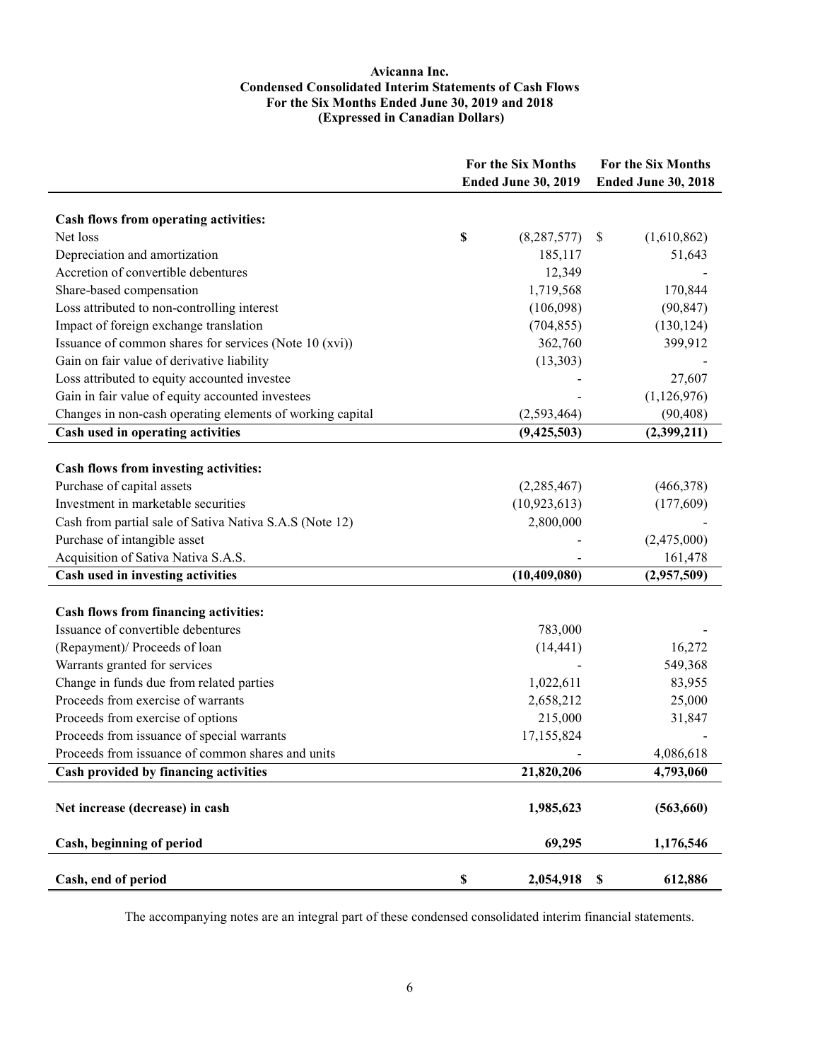**Avicanna Inc.**
**Condensed Consolidated Interim Statements of Cash Flows**
**For the Six Months Ended June 30, 2019 and 2018**
**(Expressed in Canadian Dollars)**

| | For the Six Months Ended June 30, 2019 | For the Six Months Ended June 30, 2018 |
|---|---|---|
| **Cash flows from operating activities:** | | |
| Net loss | $ (8,287,577) | $ (1,610,862) |
| Depreciation and amortization | 185,117 | 51,643 |
| Accretion of convertible debentures | 12,349 | - |
| Share-based compensation | 1,719,568 | 170,844 |
| Loss attributed to non-controlling interest | (106,098) | (90,847) |
| Impact of foreign exchange translation | (704,855) | (130,124) |
| Issuance of common shares for services (Note 10 (xvi)) | 362,760 | 399,912 |
| Gain on fair value of derivative liability | (13,303) | - |
| Loss attributed to equity accounted investee | - | 27,607 |
| Gain in fair value of equity accounted investees | - | (1,126,976) |
| Changes in non-cash operating elements of working capital | (2,593,464) | (90,408) |
| **Cash used in operating activities** | **(9,425,503)** | **(2,399,211)** |
| **Cash flows from investing activities:** | | |
| Purchase of capital assets | (2,285,467) | (466,378) |
| Investment in marketable securities | (10,923,613) | (177,609) |
| Cash from partial sale of Sativa Nativa S.A.S (Note 12) | 2,800,000 | - |
| Purchase of intangible asset | - | (2,475,000) |
| Acquisition of Sativa Nativa S.A.S. | - | 161,478 |
| **Cash used in investing activities** | **(10,409,080)** | **(2,957,509)** |
| **Cash flows from financing activities:** | | |
| Issuance of convertible debentures | 783,000 | - |
| (Repayment)/ Proceeds of loan | (14,441) | 16,272 |
| Warrants granted for services | - | 549,368 |
| Change in funds due from related parties | 1,022,611 | 83,955 |
| Proceeds from exercise of warrants | 2,658,212 | 25,000 |
| Proceeds from exercise of options | 215,000 | 31,847 |
| Proceeds from issuance of special warrants | 17,155,824 | - |
| Proceeds from issuance of common shares and units | - | 4,086,618 |
| **Cash provided by financing activities** | **21,820,206** | **4,793,060** |
| **Net increase (decrease) in cash** | **1,985,623** | **(563,660)** |
| **Cash, beginning of period** | **69,295** | **1,176,546** |
| **Cash, end of period** | **$ 2,054,918** | **$ 612,886** |

The accompanying notes are an integral part of these condensed consolidated interim financial statements.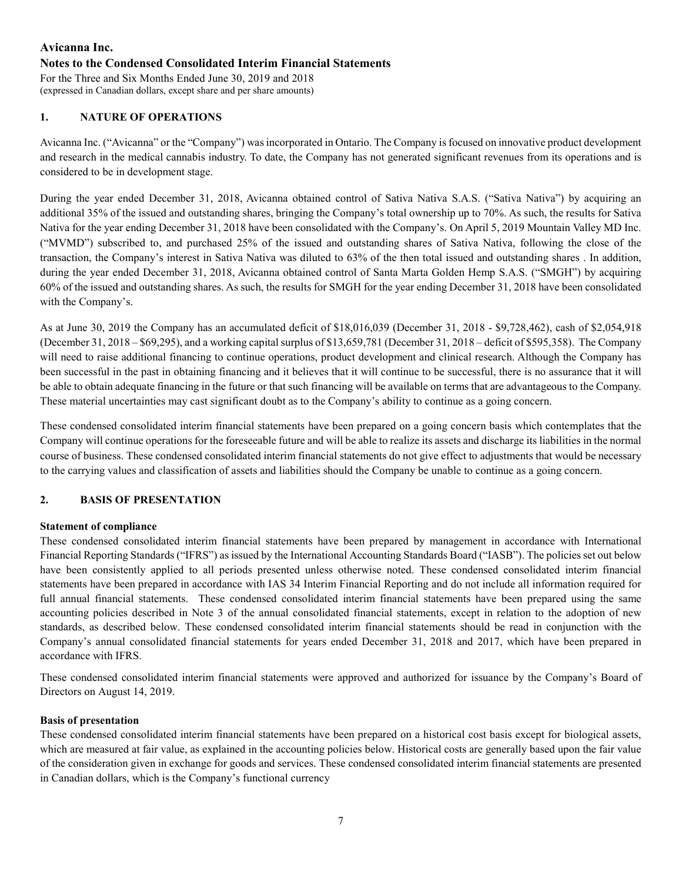# Avicanna Inc.

## Notes to the Condensed Consolidated Interim Financial Statements

For the Three and Six Months Ended June 30, 2019 and 2018
(expressed in Canadian dollars, except share and per share amounts)

### 1. NATURE OF OPERATIONS

Avicanna Inc. ("Avicanna" or the "Company") was incorporated in Ontario. The Company is focused on innovative product development and research in the medical cannabis industry. To date, the Company has not generated significant revenues from its operations and is considered to be in development stage.

During the year ended December 31, 2018, Avicanna obtained control of Sativa Nativa S.A.S. ("Sativa Nativa") by acquiring an additional 35% of the issued and outstanding shares, bringing the Company's total ownership up to 70%. As such, the results for Sativa Nativa for the year ending December 31, 2018 have been consolidated with the Company's. On April 5, 2019 Mountain Valley MD Inc. ("MVMD") subscribed to, and purchased 25% of the issued and outstanding shares of Sativa Nativa, following the close of the transaction, the Company's interest in Sativa Nativa was diluted to 63% of the then total issued and outstanding shares . In addition, during the year ended December 31, 2018, Avicanna obtained control of Santa Marta Golden Hemp S.A.S. ("SMGH") by acquiring 60% of the issued and outstanding shares. As such, the results for SMGH for the year ending December 31, 2018 have been consolidated with the Company's.

As at June 30, 2019 the Company has an accumulated deficit of $18,016,039 (December 31, 2018 - $9,728,462), cash of $2,054,918 (December 31, 2018 – $69,295), and a working capital surplus of $13,659,781 (December 31, 2018 – deficit of $595,358). The Company will need to raise additional financing to continue operations, product development and clinical research. Although the Company has been successful in the past in obtaining financing and it believes that it will continue to be successful, there is no assurance that it will be able to obtain adequate financing in the future or that such financing will be available on terms that are advantageous to the Company. These material uncertainties may cast significant doubt as to the Company's ability to continue as a going concern.

These condensed consolidated interim financial statements have been prepared on a going concern basis which contemplates that the Company will continue operations for the foreseeable future and will be able to realize its assets and discharge its liabilities in the normal course of business. These condensed consolidated interim financial statements do not give effect to adjustments that would be necessary to the carrying values and classification of assets and liabilities should the Company be unable to continue as a going concern.

### 2. BASIS OF PRESENTATION

**Statement of compliance**

These condensed consolidated interim financial statements have been prepared by management in accordance with International Financial Reporting Standards ("IFRS") as issued by the International Accounting Standards Board ("IASB"). The policies set out below have been consistently applied to all periods presented unless otherwise noted. These condensed consolidated interim financial statements have been prepared in accordance with IAS 34 Interim Financial Reporting and do not include all information required for full annual financial statements. These condensed consolidated interim financial statements have been prepared using the same accounting policies described in Note 3 of the annual consolidated financial statements, except in relation to the adoption of new standards, as described below. These condensed consolidated interim financial statements should be read in conjunction with the Company's annual consolidated financial statements for years ended December 31, 2018 and 2017, which have been prepared in accordance with IFRS.

These condensed consolidated interim financial statements were approved and authorized for issuance by the Company's Board of Directors on August 14, 2019.

**Basis of presentation**

These condensed consolidated interim financial statements have been prepared on a historical cost basis except for biological assets, which are measured at fair value, as explained in the accounting policies below. Historical costs are generally based upon the fair value of the consideration given in exchange for goods and services. These condensed consolidated interim financial statements are presented in Canadian dollars, which is the Company's functional currency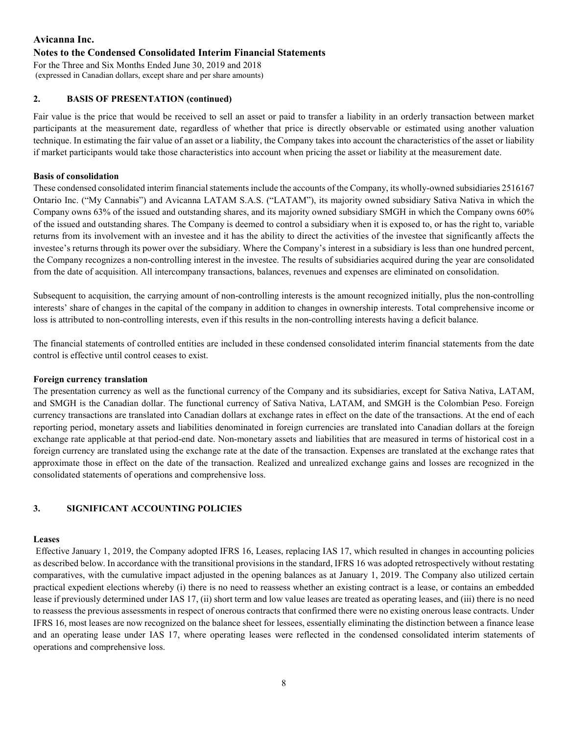## 2. BASIS OF PRESENTATION (continued)

Fair value is the price that would be received to sell an asset or paid to transfer a liability in an orderly transaction between market participants at the measurement date, regardless of whether that price is directly observable or estimated using another valuation technique. In estimating the fair value of an asset or a liability, the Company takes into account the characteristics of the asset or liability if market participants would take those characteristics into account when pricing the asset or liability at the measurement date.

**Basis of consolidation**

These condensed consolidated interim financial statements include the accounts of the Company, its wholly-owned subsidiaries 2516167 Ontario Inc. ("My Cannabis") and Avicanna LATAM S.A.S. ("LATAM"), its majority owned subsidiary Sativa Nativa in which the Company owns 63% of the issued and outstanding shares, and its majority owned subsidiary SMGH in which the Company owns 60% of the issued and outstanding shares. The Company is deemed to control a subsidiary when it is exposed to, or has the right to, variable returns from its involvement with an investee and it has the ability to direct the activities of the investee that significantly affects the investee's returns through its power over the subsidiary. Where the Company's interest in a subsidiary is less than one hundred percent, the Company recognizes a non-controlling interest in the investee. The results of subsidiaries acquired during the year are consolidated from the date of acquisition. All intercompany transactions, balances, revenues and expenses are eliminated on consolidation.

Subsequent to acquisition, the carrying amount of non-controlling interests is the amount recognized initially, plus the non-controlling interests' share of changes in the capital of the company in addition to changes in ownership interests. Total comprehensive income or loss is attributed to non-controlling interests, even if this results in the non-controlling interests having a deficit balance.

The financial statements of controlled entities are included in these condensed consolidated interim financial statements from the date control is effective until control ceases to exist.

**Foreign currency translation**

The presentation currency as well as the functional currency of the Company and its subsidiaries, except for Sativa Nativa, LATAM, and SMGH is the Canadian dollar. The functional currency of Sativa Nativa, LATAM, and SMGH is the Colombian Peso. Foreign currency transactions are translated into Canadian dollars at exchange rates in effect on the date of the transactions. At the end of each reporting period, monetary assets and liabilities denominated in foreign currencies are translated into Canadian dollars at the foreign exchange rate applicable at that period-end date. Non-monetary assets and liabilities that are measured in terms of historical cost in a foreign currency are translated using the exchange rate at the date of the transaction. Expenses are translated at the exchange rates that approximate those in effect on the date of the transaction. Realized and unrealized exchange gains and losses are recognized in the consolidated statements of operations and comprehensive loss.

## 3. SIGNIFICANT ACCOUNTING POLICIES

**Leases**

Effective January 1, 2019, the Company adopted IFRS 16, Leases, replacing IAS 17, which resulted in changes in accounting policies as described below. In accordance with the transitional provisions in the standard, IFRS 16 was adopted retrospectively without restating comparatives, with the cumulative impact adjusted in the opening balances as at January 1, 2019. The Company also utilized certain practical expedient elections whereby (i) there is no need to reassess whether an existing contract is a lease, or contains an embedded lease if previously determined under IAS 17, (ii) short term and low value leases are treated as operating leases, and (iii) there is no need to reassess the previous assessments in respect of onerous contracts that confirmed there were no existing onerous lease contracts. Under IFRS 16, most leases are now recognized on the balance sheet for lessees, essentially eliminating the distinction between a finance lease and an operating lease under IAS 17, where operating leases were reflected in the condensed consolidated interim statements of operations and comprehensive loss.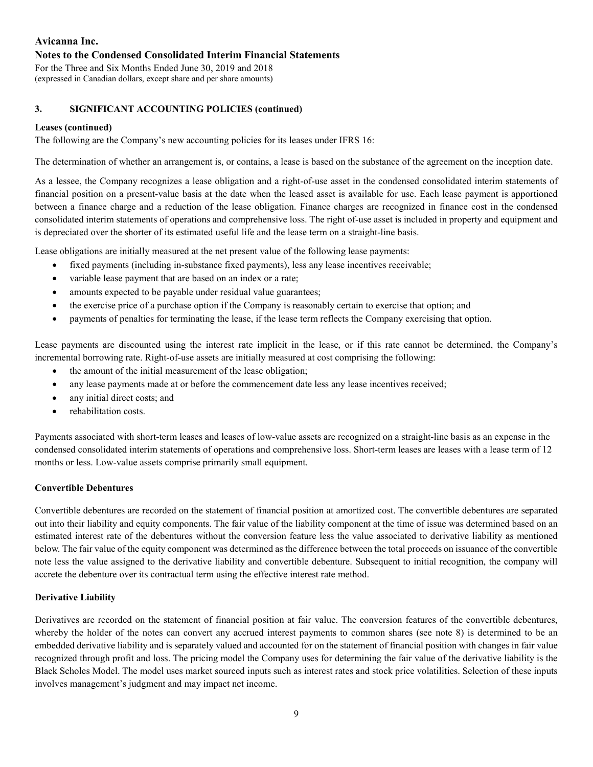### 3. SIGNIFICANT ACCOUNTING POLICIES (continued)

**Leases (continued)**

The following are the Company's new accounting policies for its leases under IFRS 16:

The determination of whether an arrangement is, or contains, a lease is based on the substance of the agreement on the inception date.

As a lessee, the Company recognizes a lease obligation and a right-of-use asset in the condensed consolidated interim statements of financial position on a present-value basis at the date when the leased asset is available for use. Each lease payment is apportioned between a finance charge and a reduction of the lease obligation. Finance charges are recognized in finance cost in the condensed consolidated interim statements of operations and comprehensive loss. The right of-use asset is included in property and equipment and is depreciated over the shorter of its estimated useful life and the lease term on a straight-line basis.

Lease obligations are initially measured at the net present value of the following lease payments:

- fixed payments (including in-substance fixed payments), less any lease incentives receivable;
- variable lease payment that are based on an index or a rate;
- amounts expected to be payable under residual value guarantees;
- the exercise price of a purchase option if the Company is reasonably certain to exercise that option; and
- payments of penalties for terminating the lease, if the lease term reflects the Company exercising that option.

Lease payments are discounted using the interest rate implicit in the lease, or if this rate cannot be determined, the Company's incremental borrowing rate. Right-of-use assets are initially measured at cost comprising the following:

- the amount of the initial measurement of the lease obligation;
- any lease payments made at or before the commencement date less any lease incentives received;
- any initial direct costs; and
- rehabilitation costs.

Payments associated with short-term leases and leases of low-value assets are recognized on a straight-line basis as an expense in the condensed consolidated interim statements of operations and comprehensive loss. Short-term leases are leases with a lease term of 12 months or less. Low-value assets comprise primarily small equipment.

**Convertible Debentures**

Convertible debentures are recorded on the statement of financial position at amortized cost. The convertible debentures are separated out into their liability and equity components. The fair value of the liability component at the time of issue was determined based on an estimated interest rate of the debentures without the conversion feature less the value associated to derivative liability as mentioned below. The fair value of the equity component was determined as the difference between the total proceeds on issuance of the convertible note less the value assigned to the derivative liability and convertible debenture. Subsequent to initial recognition, the company will accrete the debenture over its contractual term using the effective interest rate method.

**Derivative Liability**

Derivatives are recorded on the statement of financial position at fair value. The conversion features of the convertible debentures, whereby the holder of the notes can convert any accrued interest payments to common shares (see note 8) is determined to be an embedded derivative liability and is separately valued and accounted for on the statement of financial position with changes in fair value recognized through profit and loss. The pricing model the Company uses for determining the fair value of the derivative liability is the Black Scholes Model. The model uses market sourced inputs such as interest rates and stock price volatilities. Selection of these inputs involves management's judgment and may impact net income.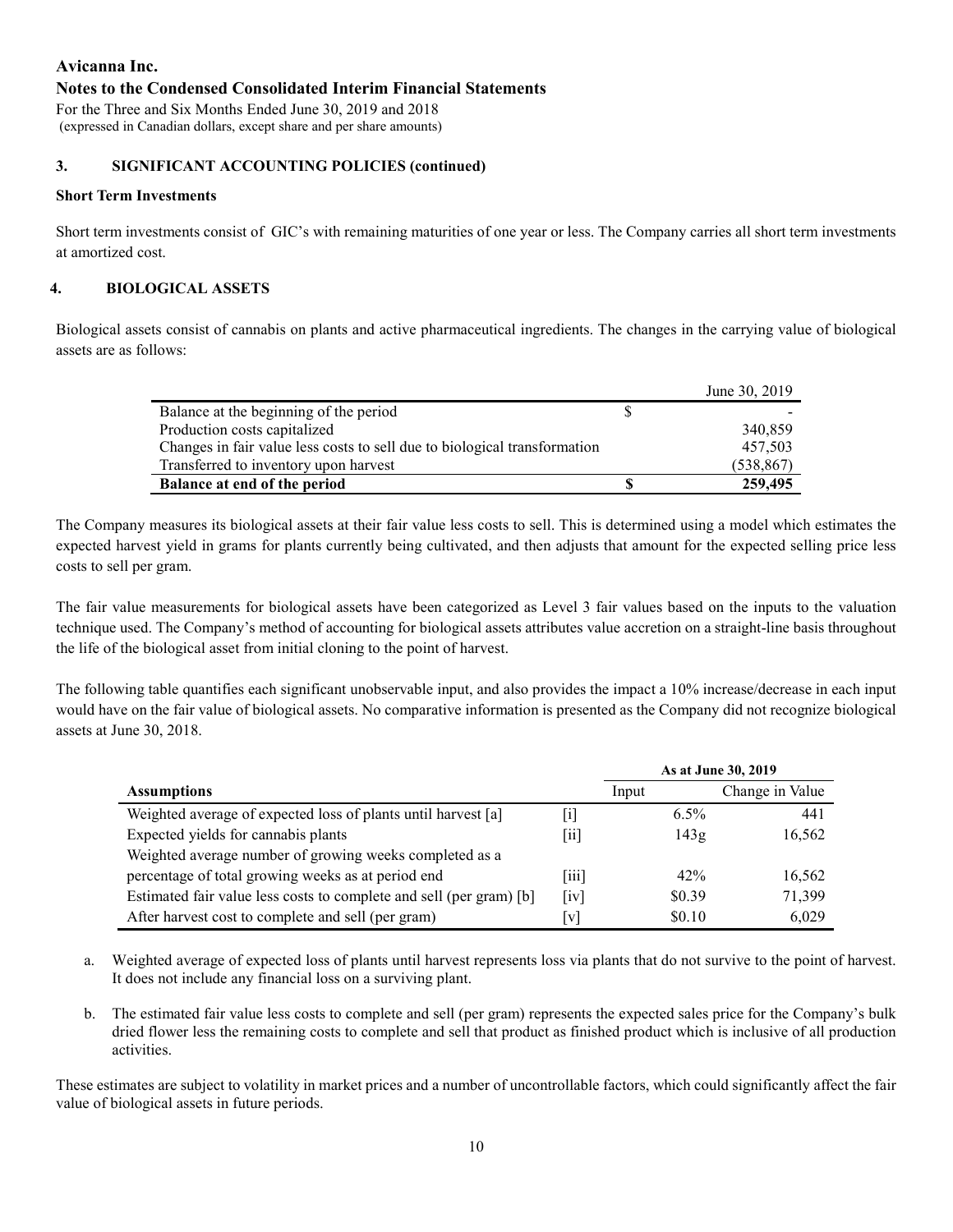## 3. SIGNIFICANT ACCOUNTING POLICIES (continued)

**Short Term Investments**

Short term investments consist of GIC's with remaining maturities of one year or less. The Company carries all short term investments at amortized cost.

## 4. BIOLOGICAL ASSETS

Biological assets consist of cannabis on plants and active pharmaceutical ingredients. The changes in the carrying value of biological assets are as follows:

| | | June 30, 2019 |
|---|---|---|
| Balance at the beginning of the period | $ | - |
| Production costs capitalized | | 340,859 |
| Changes in fair value less costs to sell due to biological transformation | | 457,503 |
| Transferred to inventory upon harvest | | (538,867) |
| **Balance at end of the period** | **$** | **259,495** |

The Company measures its biological assets at their fair value less costs to sell. This is determined using a model which estimates the expected harvest yield in grams for plants currently being cultivated, and then adjusts that amount for the expected selling price less costs to sell per gram.

The fair value measurements for biological assets have been categorized as Level 3 fair values based on the inputs to the valuation technique used. The Company's method of accounting for biological assets attributes value accretion on a straight-line basis throughout the life of the biological asset from initial cloning to the point of harvest.

The following table quantifies each significant unobservable input, and also provides the impact a 10% increase/decrease in each input would have on the fair value of biological assets. No comparative information is presented as the Company did not recognize biological assets at June 30, 2018.

| | | **As at June 30, 2019** | |
|---|---|---|---|
| **Assumptions** | | Input | Change in Value |
| Weighted average of expected loss of plants until harvest [a] | [i] | 6.5% | 441 |
| Expected yields for cannabis plants | [ii] | 143g | 16,562 |
| Weighted average number of growing weeks completed as a percentage of total growing weeks as at period end | [iii] | 42% | 16,562 |
| Estimated fair value less costs to complete and sell (per gram) [b] | [iv] | $0.39 | 71,399 |
| After harvest cost to complete and sell (per gram) | [v] | $0.10 | 6,029 |

a. Weighted average of expected loss of plants until harvest represents loss via plants that do not survive to the point of harvest. It does not include any financial loss on a surviving plant.

b. The estimated fair value less costs to complete and sell (per gram) represents the expected sales price for the Company's bulk dried flower less the remaining costs to complete and sell that product as finished product which is inclusive of all production activities.

These estimates are subject to volatility in market prices and a number of uncontrollable factors, which could significantly affect the fair value of biological assets in future periods.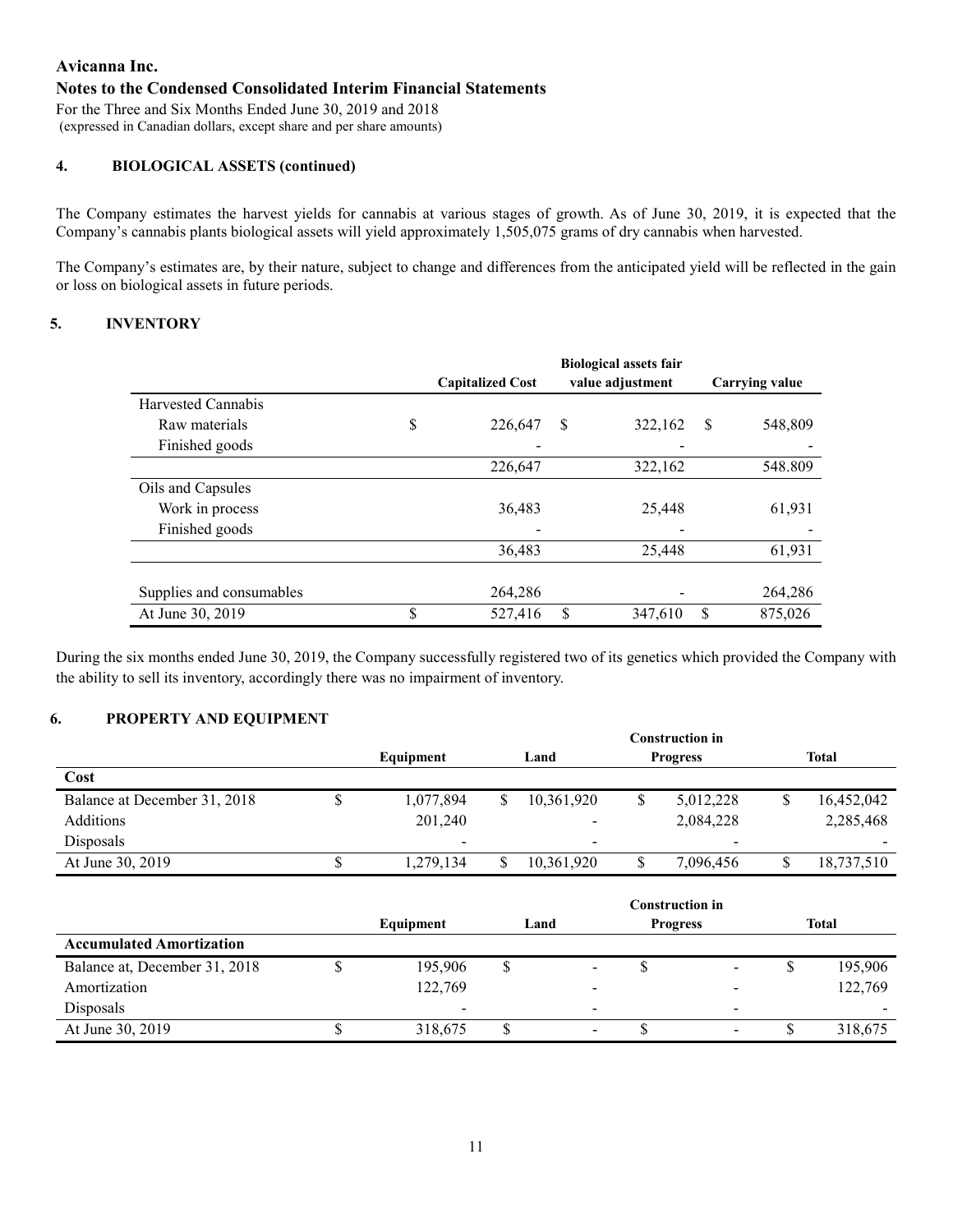# Avicanna Inc.

## Notes to the Condensed Consolidated Interim Financial Statements

For the Three and Six Months Ended June 30, 2019 and 2018
(expressed in Canadian dollars, except share and per share amounts)

### 4. BIOLOGICAL ASSETS (continued)

The Company estimates the harvest yields for cannabis at various stages of growth. As of June 30, 2019, it is expected that the Company's cannabis plants biological assets will yield approximately 1,505,075 grams of dry cannabis when harvested.

The Company's estimates are, by their nature, subject to change and differences from the anticipated yield will be reflected in the gain or loss on biological assets in future periods.

### 5. INVENTORY

| | Capitalized Cost | Biological assets fair value adjustment | Carrying value |
|---|---|---|---|
| Harvested Cannabis | | | |
| Raw materials | $ 226,647 | $ 322,162 | $ 548,809 |
| Finished goods | - | - | - |
| | 226,647 | 322,162 | 548.809 |
| Oils and Capsules | | | |
| Work in process | 36,483 | 25,448 | 61,931 |
| Finished goods | - | - | - |
| | 36,483 | 25,448 | 61,931 |
| Supplies and consumables | 264,286 | - | 264,286 |
| At June 30, 2019 | $ 527,416 | $ 347,610 | $ 875,026 |

During the six months ended June 30, 2019, the Company successfully registered two of its genetics which provided the Company with the ability to sell its inventory, accordingly there was no impairment of inventory.

### 6. PROPERTY AND EQUIPMENT

| | Equipment | Land | Construction in Progress | Total |
|---|---|---|---|---|
| **Cost** | | | | |
| Balance at December 31, 2018 | $ 1,077,894 | $ 10,361,920 | $ 5,012,228 | $ 16,452,042 |
| Additions | 201,240 | - | 2,084,228 | 2,285,468 |
| Disposals | - | - | - | - |
| At June 30, 2019 | $ 1,279,134 | $ 10,361,920 | $ 7,096,456 | $ 18,737,510 |

| | Equipment | Land | Construction in Progress | Total |
|---|---|---|---|---|
| **Accumulated Amortization** | | | | |
| Balance at, December 31, 2018 | $ 195,906 | $ - | $ - | $ 195,906 |
| Amortization | 122,769 | - | - | 122,769 |
| Disposals | - | - | - | - |
| At June 30, 2019 | $ 318,675 | $ - | $ - | $ 318,675 |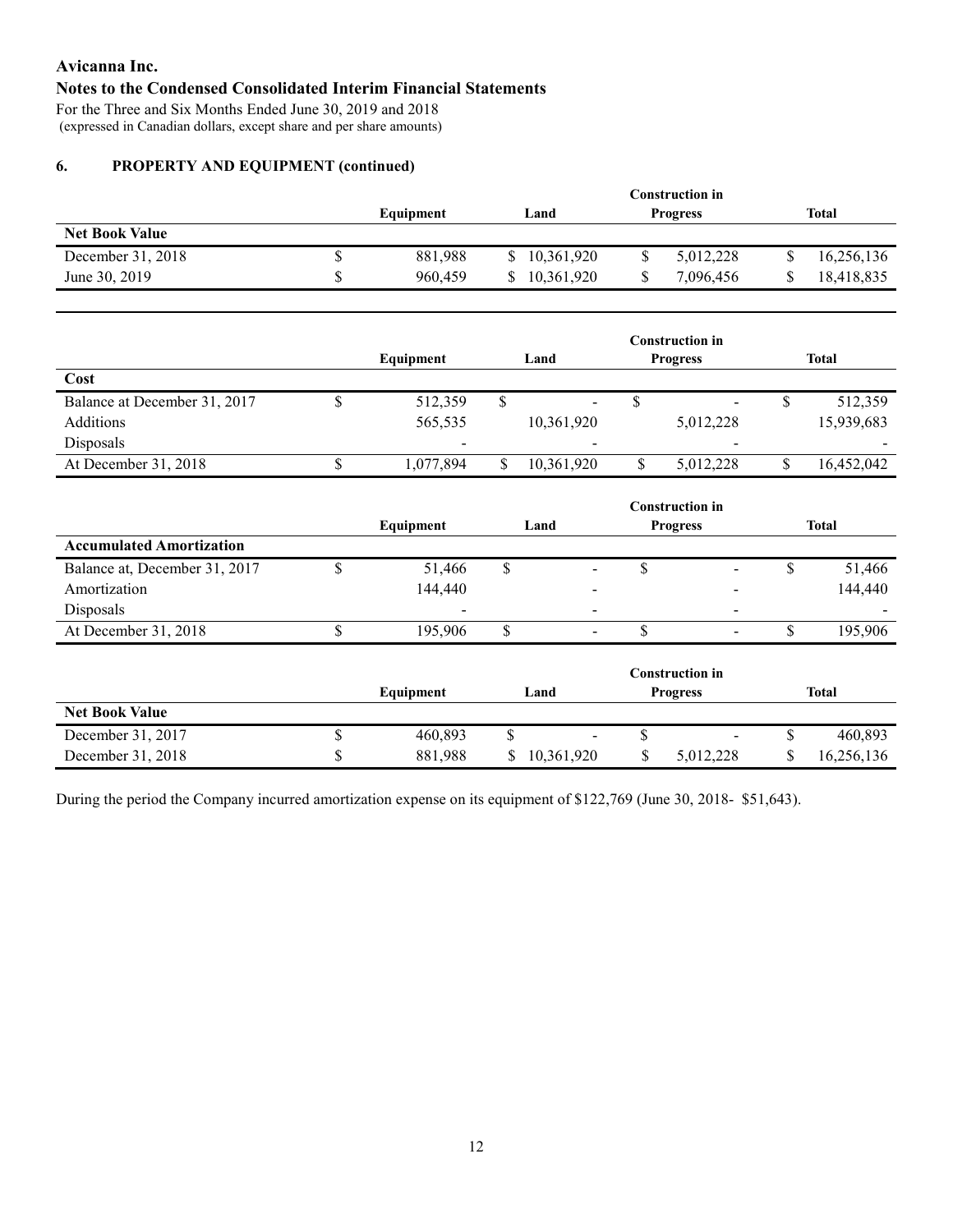**Avicanna Inc.**
**Notes to the Condensed Consolidated Interim Financial Statements**
For the Three and Six Months Ended June 30, 2019 and 2018
(expressed in Canadian dollars, except share and per share amounts)

## 6. PROPERTY AND EQUIPMENT (continued)

| | Equipment | Land | Construction in Progress | Total |
|---|---|---|---|---|
| **Net Book Value** | | | | |
| December 31, 2018 | $ 881,988 | $ 10,361,920 | $ 5,012,228 | $ 16,256,136 |
| June 30, 2019 | $ 960,459 | $ 10,361,920 | $ 7,096,456 | $ 18,418,835 |

| | Equipment | Land | Construction in Progress | Total |
|---|---|---|---|---|
| **Cost** | | | | |
| Balance at December 31, 2017 | $ 512,359 | $ - | $ - | $ 512,359 |
| Additions | 565,535 | 10,361,920 | 5,012,228 | 15,939,683 |
| Disposals | - | - | - | - |
| At December 31, 2018 | $ 1,077,894 | $ 10,361,920 | $ 5,012,228 | $ 16,452,042 |

| | Equipment | Land | Construction in Progress | Total |
|---|---|---|---|---|
| **Accumulated Amortization** | | | | |
| Balance at, December 31, 2017 | $ 51,466 | $ - | $ - | $ 51,466 |
| Amortization | 144,440 | - | - | 144,440 |
| Disposals | - | - | - | - |
| At December 31, 2018 | $ 195,906 | $ - | $ - | $ 195,906 |

| | Equipment | Land | Construction in Progress | Total |
|---|---|---|---|---|
| **Net Book Value** | | | | |
| December 31, 2017 | $ 460,893 | $ - | $ - | $ 460,893 |
| December 31, 2018 | $ 881,988 | $ 10,361,920 | $ 5,012,228 | $ 16,256,136 |

During the period the Company incurred amortization expense on its equipment of $122,769 (June 30, 2018- $51,643).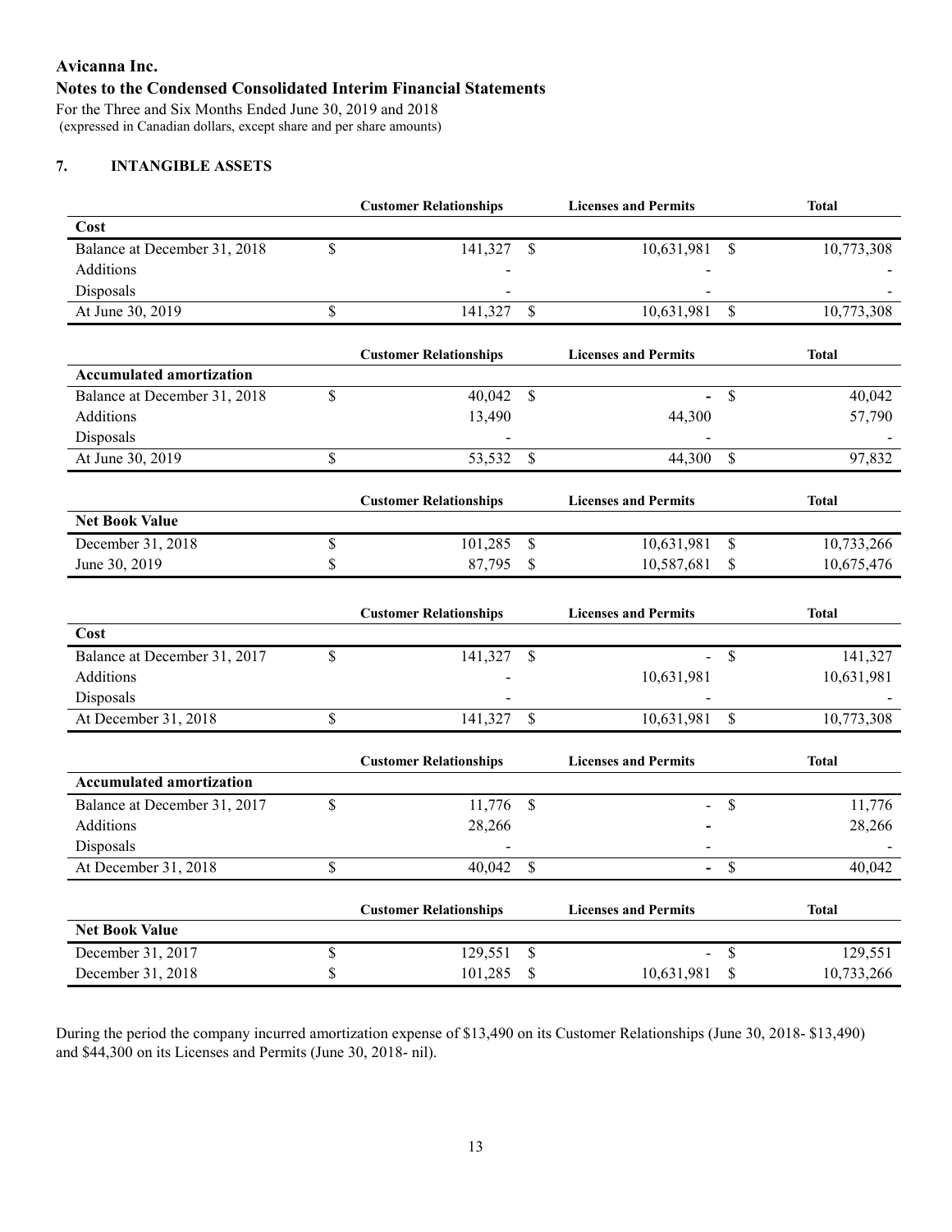Avicanna Inc.

Notes to the Condensed Consolidated Interim Financial Statements

For the Three and Six Months Ended June 30, 2019 and 2018
(expressed in Canadian dollars, except share and per share amounts)

## 7. INTANGIBLE ASSETS

| | Customer Relationships | Licenses and Permits | Total |
|---|---|---|---|
| **Cost** | | | |
| Balance at December 31, 2018 | $ 141,327 | $ 10,631,981 | $ 10,773,308 |
| Additions | - | - | - |
| Disposals | - | - | - |
| At June 30, 2019 | $ 141,327 | $ 10,631,981 | $ 10,773,308 |

| | Customer Relationships | Licenses and Permits | Total |
|---|---|---|---|
| **Accumulated amortization** | | | |
| Balance at December 31, 2018 | $ 40,042 | $ - | $ 40,042 |
| Additions | 13,490 | 44,300 | 57,790 |
| Disposals | - | - | - |
| At June 30, 2019 | $ 53,532 | $ 44,300 | $ 97,832 |

| | Customer Relationships | Licenses and Permits | Total |
|---|---|---|---|
| **Net Book Value** | | | |
| December 31, 2018 | $ 101,285 | $ 10,631,981 | $ 10,733,266 |
| June 30, 2019 | $ 87,795 | $ 10,587,681 | $ 10,675,476 |

| | Customer Relationships | Licenses and Permits | Total |
|---|---|---|---|
| **Cost** | | | |
| Balance at December 31, 2017 | $ 141,327 | $ - | $ 141,327 |
| Additions | - | 10,631,981 | 10,631,981 |
| Disposals | - | - | - |
| At December 31, 2018 | $ 141,327 | $ 10,631,981 | $ 10,773,308 |

| | Customer Relationships | Licenses and Permits | Total |
|---|---|---|---|
| **Accumulated amortization** | | | |
| Balance at December 31, 2017 | $ 11,776 | $ - | $ 11,776 |
| Additions | 28,266 | - | 28,266 |
| Disposals | - | - | - |
| At December 31, 2018 | $ 40,042 | $ - | $ 40,042 |

| | Customer Relationships | Licenses and Permits | Total |
|---|---|---|---|
| **Net Book Value** | | | |
| December 31, 2017 | $ 129,551 | $ - | $ 129,551 |
| December 31, 2018 | $ 101,285 | $ 10,631,981 | $ 10,733,266 |

During the period the company incurred amortization expense of $13,490 on its Customer Relationships (June 30, 2018- $13,490) and $44,300 on its Licenses and Permits (June 30, 2018- nil).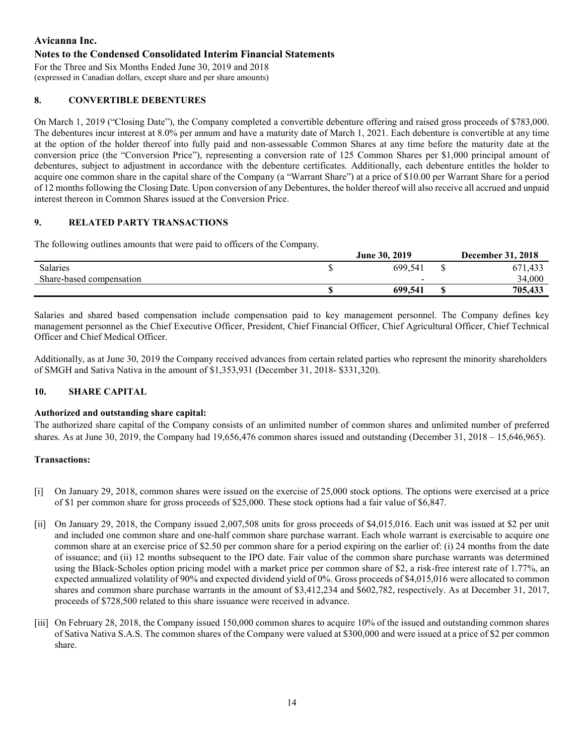## 8. CONVERTIBLE DEBENTURES

On March 1, 2019 ("Closing Date"), the Company completed a convertible debenture offering and raised gross proceeds of $783,000. The debentures incur interest at 8.0% per annum and have a maturity date of March 1, 2021. Each debenture is convertible at any time at the option of the holder thereof into fully paid and non-assessable Common Shares at any time before the maturity date at the conversion price (the "Conversion Price"), representing a conversion rate of 125 Common Shares per $1,000 principal amount of debentures, subject to adjustment in accordance with the debenture certificates. Additionally, each debenture entitles the holder to acquire one common share in the capital share of the Company (a "Warrant Share") at a price of $10.00 per Warrant Share for a period of 12 months following the Closing Date. Upon conversion of any Debentures, the holder thereof will also receive all accrued and unpaid interest thereon in Common Shares issued at the Conversion Price.

## 9. RELATED PARTY TRANSACTIONS

The following outlines amounts that were paid to officers of the Company.

| | June 30, 2019 | December 31, 2018 |
|---|---|---|
| Salaries | $ 699,541 | $ 671,433 |
| Share-based compensation | - | 34,000 |
| | **$ 699,541** | **$ 705,433** |

Salaries and shared based compensation include compensation paid to key management personnel. The Company defines key management personnel as the Chief Executive Officer, President, Chief Financial Officer, Chief Agricultural Officer, Chief Technical Officer and Chief Medical Officer.

Additionally, as at June 30, 2019 the Company received advances from certain related parties who represent the minority shareholders of SMGH and Sativa Nativa in the amount of $1,353,931 (December 31, 2018- $331,320).

## 10. SHARE CAPITAL

**Authorized and outstanding share capital:**

The authorized share capital of the Company consists of an unlimited number of common shares and unlimited number of preferred shares. As at June 30, 2019, the Company had 19,656,476 common shares issued and outstanding (December 31, 2018 – 15,646,965).

**Transactions:**

[i] On January 29, 2018, common shares were issued on the exercise of 25,000 stock options. The options were exercised at a price of $1 per common share for gross proceeds of $25,000. These stock options had a fair value of $6,847.

[ii] On January 29, 2018, the Company issued 2,007,508 units for gross proceeds of $4,015,016. Each unit was issued at $2 per unit and included one common share and one-half common share purchase warrant. Each whole warrant is exercisable to acquire one common share at an exercise price of $2.50 per common share for a period expiring on the earlier of: (i) 24 months from the date of issuance; and (ii) 12 months subsequent to the IPO date. Fair value of the common share purchase warrants was determined using the Black-Scholes option pricing model with a market price per common share of $2, a risk-free interest rate of 1.77%, an expected annualized volatility of 90% and expected dividend yield of 0%. Gross proceeds of $4,015,016 were allocated to common shares and common share purchase warrants in the amount of $3,412,234 and $602,782, respectively. As at December 31, 2017, proceeds of $728,500 related to this share issuance were received in advance.

[iii] On February 28, 2018, the Company issued 150,000 common shares to acquire 10% of the issued and outstanding common shares of Sativa Nativa S.A.S. The common shares of the Company were valued at $300,000 and were issued at a price of $2 per common share.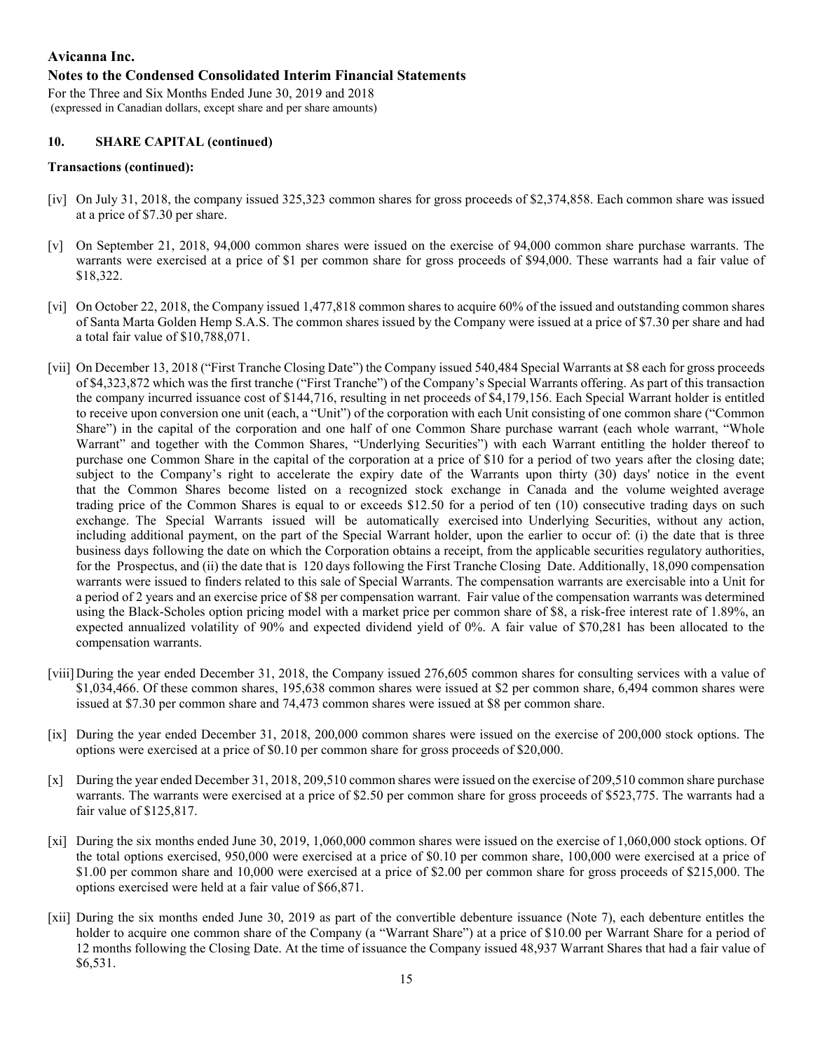## 10. SHARE CAPITAL (continued)

**Transactions (continued):**

[iv] On July 31, 2018, the company issued 325,323 common shares for gross proceeds of $2,374,858. Each common share was issued at a price of $7.30 per share.

[v] On September 21, 2018, 94,000 common shares were issued on the exercise of 94,000 common share purchase warrants. The warrants were exercised at a price of $1 per common share for gross proceeds of $94,000. These warrants had a fair value of $18,322.

[vi] On October 22, 2018, the Company issued 1,477,818 common shares to acquire 60% of the issued and outstanding common shares of Santa Marta Golden Hemp S.A.S. The common shares issued by the Company were issued at a price of $7.30 per share and had a total fair value of $10,788,071.

[vii] On December 13, 2018 ("First Tranche Closing Date") the Company issued 540,484 Special Warrants at $8 each for gross proceeds of $4,323,872 which was the first tranche ("First Tranche") of the Company's Special Warrants offering. As part of this transaction the company incurred issuance cost of $144,716, resulting in net proceeds of $4,179,156. Each Special Warrant holder is entitled to receive upon conversion one unit (each, a "Unit") of the corporation with each Unit consisting of one common share ("Common Share") in the capital of the corporation and one half of one Common Share purchase warrant (each whole warrant, "Whole Warrant" and together with the Common Shares, "Underlying Securities") with each Warrant entitling the holder thereof to purchase one Common Share in the capital of the corporation at a price of $10 for a period of two years after the closing date; subject to the Company's right to accelerate the expiry date of the Warrants upon thirty (30) days' notice in the event that the Common Shares become listed on a recognized stock exchange in Canada and the volume weighted average trading price of the Common Shares is equal to or exceeds $12.50 for a period of ten (10) consecutive trading days on such exchange. The Special Warrants issued will be automatically exercised into Underlying Securities, without any action, including additional payment, on the part of the Special Warrant holder, upon the earlier to occur of: (i) the date that is three business days following the date on which the Corporation obtains a receipt, from the applicable securities regulatory authorities, for the Prospectus, and (ii) the date that is 120 days following the First Tranche Closing Date. Additionally, 18,090 compensation warrants were issued to finders related to this sale of Special Warrants. The compensation warrants are exercisable into a Unit for a period of 2 years and an exercise price of $8 per compensation warrant. Fair value of the compensation warrants was determined using the Black-Scholes option pricing model with a market price per common share of $8, a risk-free interest rate of 1.89%, an expected annualized volatility of 90% and expected dividend yield of 0%. A fair value of $70,281 has been allocated to the compensation warrants.

[viii] During the year ended December 31, 2018, the Company issued 276,605 common shares for consulting services with a value of $1,034,466. Of these common shares, 195,638 common shares were issued at $2 per common share, 6,494 common shares were issued at $7.30 per common share and 74,473 common shares were issued at $8 per common share.

[ix] During the year ended December 31, 2018, 200,000 common shares were issued on the exercise of 200,000 stock options. The options were exercised at a price of $0.10 per common share for gross proceeds of $20,000.

[x] During the year ended December 31, 2018, 209,510 common shares were issued on the exercise of 209,510 common share purchase warrants. The warrants were exercised at a price of $2.50 per common share for gross proceeds of $523,775. The warrants had a fair value of $125,817.

[xi] During the six months ended June 30, 2019, 1,060,000 common shares were issued on the exercise of 1,060,000 stock options. Of the total options exercised, 950,000 were exercised at a price of $0.10 per common share, 100,000 were exercised at a price of $1.00 per common share and 10,000 were exercised at a price of $2.00 per common share for gross proceeds of $215,000. The options exercised were held at a fair value of $66,871.

[xii] During the six months ended June 30, 2019 as part of the convertible debenture issuance (Note 7), each debenture entitles the holder to acquire one common share of the Company (a "Warrant Share") at a price of $10.00 per Warrant Share for a period of 12 months following the Closing Date. At the time of issuance the Company issued 48,937 Warrant Shares that had a fair value of $6,531.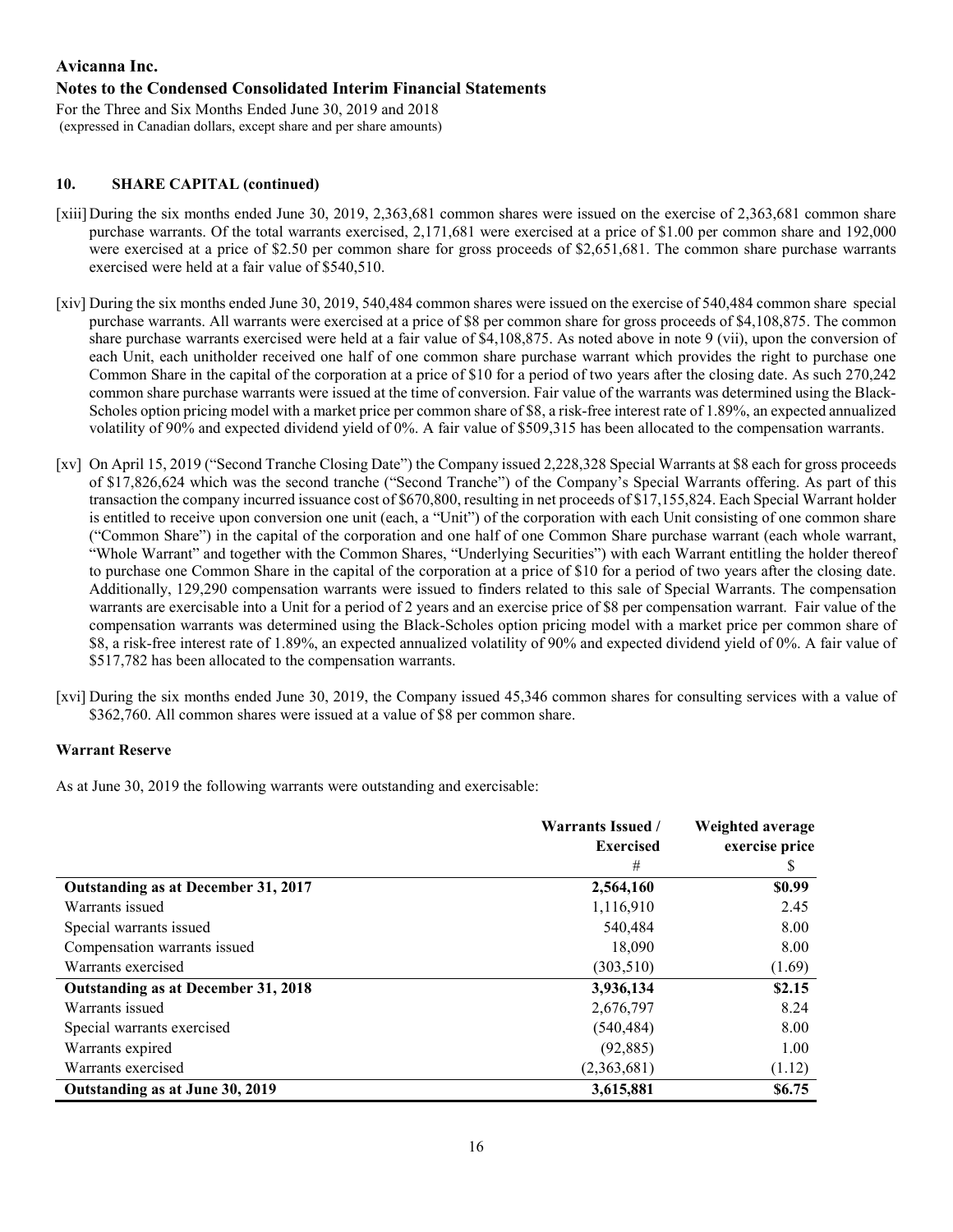**10. SHARE CAPITAL (continued)**

[xiii] During the six months ended June 30, 2019, 2,363,681 common shares were issued on the exercise of 2,363,681 common share purchase warrants. Of the total warrants exercised, 2,171,681 were exercised at a price of $1.00 per common share and 192,000 were exercised at a price of $2.50 per common share for gross proceeds of $2,651,681. The common share purchase warrants exercised were held at a fair value of $540,510.

[xiv] During the six months ended June 30, 2019, 540,484 common shares were issued on the exercise of 540,484 common share special purchase warrants. All warrants were exercised at a price of $8 per common share for gross proceeds of $4,108,875. The common share purchase warrants exercised were held at a fair value of $4,108,875. As noted above in note 9 (vii), upon the conversion of each Unit, each unitholder received one half of one common share purchase warrant which provides the right to purchase one Common Share in the capital of the corporation at a price of $10 for a period of two years after the closing date. As such 270,242 common share purchase warrants were issued at the time of conversion. Fair value of the warrants was determined using the Black-Scholes option pricing model with a market price per common share of $8, a risk-free interest rate of 1.89%, an expected annualized volatility of 90% and expected dividend yield of 0%. A fair value of $509,315 has been allocated to the compensation warrants.

[xv] On April 15, 2019 ("Second Tranche Closing Date") the Company issued 2,228,328 Special Warrants at $8 each for gross proceeds of $17,826,624 which was the second tranche ("Second Tranche") of the Company's Special Warrants offering. As part of this transaction the company incurred issuance cost of $670,800, resulting in net proceeds of $17,155,824. Each Special Warrant holder is entitled to receive upon conversion one unit (each, a "Unit") of the corporation with each Unit consisting of one common share ("Common Share") in the capital of the corporation and one half of one Common Share purchase warrant (each whole warrant, "Whole Warrant" and together with the Common Shares, "Underlying Securities") with each Warrant entitling the holder thereof to purchase one Common Share in the capital of the corporation at a price of $10 for a period of two years after the closing date. Additionally, 129,290 compensation warrants were issued to finders related to this sale of Special Warrants. The compensation warrants are exercisable into a Unit for a period of 2 years and an exercise price of $8 per compensation warrant. Fair value of the compensation warrants was determined using the Black-Scholes option pricing model with a market price per common share of $8, a risk-free interest rate of 1.89%, an expected annualized volatility of 90% and expected dividend yield of 0%. A fair value of $517,782 has been allocated to the compensation warrants.

[xvi] During the six months ended June 30, 2019, the Company issued 45,346 common shares for consulting services with a value of $362,760. All common shares were issued at a value of $8 per common share.

**Warrant Reserve**

As at June 30, 2019 the following warrants were outstanding and exercisable:

| | Warrants Issued / Exercised | Weighted average exercise price |
|---|---|---|
| | # | $ |
| **Outstanding as at December 31, 2017** | **2,564,160** | **$0.99** |
| Warrants issued | 1,116,910 | 2.45 |
| Special warrants issued | 540,484 | 8.00 |
| Compensation warrants issued | 18,090 | 8.00 |
| Warrants exercised | (303,510) | (1.69) |
| **Outstanding as at December 31, 2018** | **3,936,134** | **$2.15** |
| Warrants issued | 2,676,797 | 8.24 |
| Special warrants exercised | (540,484) | 8.00 |
| Warrants expired | (92,885) | 1.00 |
| Warrants exercised | (2,363,681) | (1.12) |
| **Outstanding as at June 30, 2019** | **3,615,881** | **$6.75** |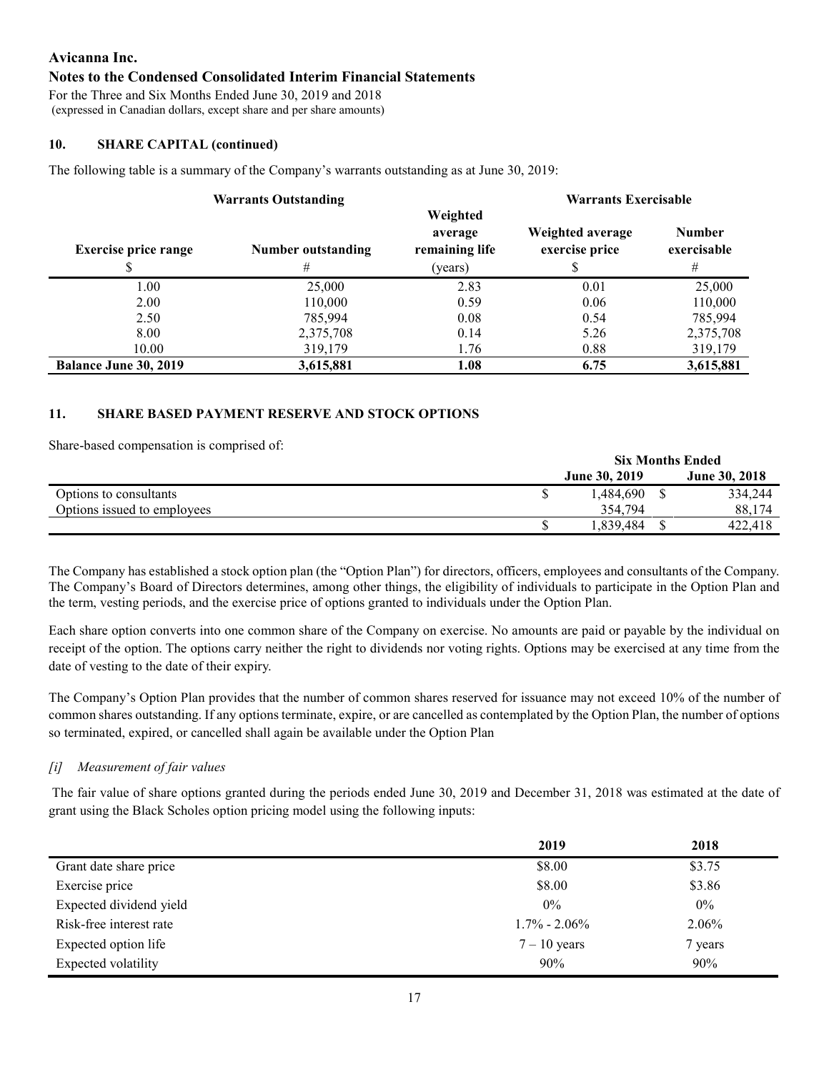## 10. SHARE CAPITAL (continued)

The following table is a summary of the Company's warrants outstanding as at June 30, 2019:

| Warrants Outstanding | | | Warrants Exercisable | |
|---|---|---|---|---|
| Exercise price range | Number outstanding | Weighted average remaining life | Weighted average exercise price | Number exercisable |
| $ | # | (years) | $ | # |
| 1.00 | 25,000 | 2.83 | 0.01 | 25,000 |
| 2.00 | 110,000 | 0.59 | 0.06 | 110,000 |
| 2.50 | 785,994 | 0.08 | 0.54 | 785,994 |
| 8.00 | 2,375,708 | 0.14 | 5.26 | 2,375,708 |
| 10.00 | 319,179 | 1.76 | 0.88 | 319,179 |
| **Balance June 30, 2019** | **3,615,881** | **1.08** | **6.75** | **3,615,881** |

## 11. SHARE BASED PAYMENT RESERVE AND STOCK OPTIONS

Share-based compensation is comprised of:

| | Six Months Ended | |
|---|---|---|
| | June 30, 2019 | June 30, 2018 |
| Options to consultants | $ 1,484,690 | $ 334,244 |
| Options issued to employees | 354,794 | 88,174 |
| | $ 1,839,484 | $ 422,418 |

The Company has established a stock option plan (the "Option Plan") for directors, officers, employees and consultants of the Company. The Company's Board of Directors determines, among other things, the eligibility of individuals to participate in the Option Plan and the term, vesting periods, and the exercise price of options granted to individuals under the Option Plan.

Each share option converts into one common share of the Company on exercise. No amounts are paid or payable by the individual on receipt of the option. The options carry neither the right to dividends nor voting rights. Options may be exercised at any time from the date of vesting to the date of their expiry.

The Company's Option Plan provides that the number of common shares reserved for issuance may not exceed 10% of the number of common shares outstanding. If any options terminate, expire, or are cancelled as contemplated by the Option Plan, the number of options so terminated, expired, or cancelled shall again be available under the Option Plan

*[i] Measurement of fair values*

The fair value of share options granted during the periods ended June 30, 2019 and December 31, 2018 was estimated at the date of grant using the Black Scholes option pricing model using the following inputs:

| | 2019 | 2018 |
|---|---|---|
| Grant date share price | $8.00 | $3.75 |
| Exercise price | $8.00 | $3.86 |
| Expected dividend yield | 0% | 0% |
| Risk-free interest rate | 1.7% - 2.06% | 2.06% |
| Expected option life | 7 – 10 years | 7 years |
| Expected volatility | 90% | 90% |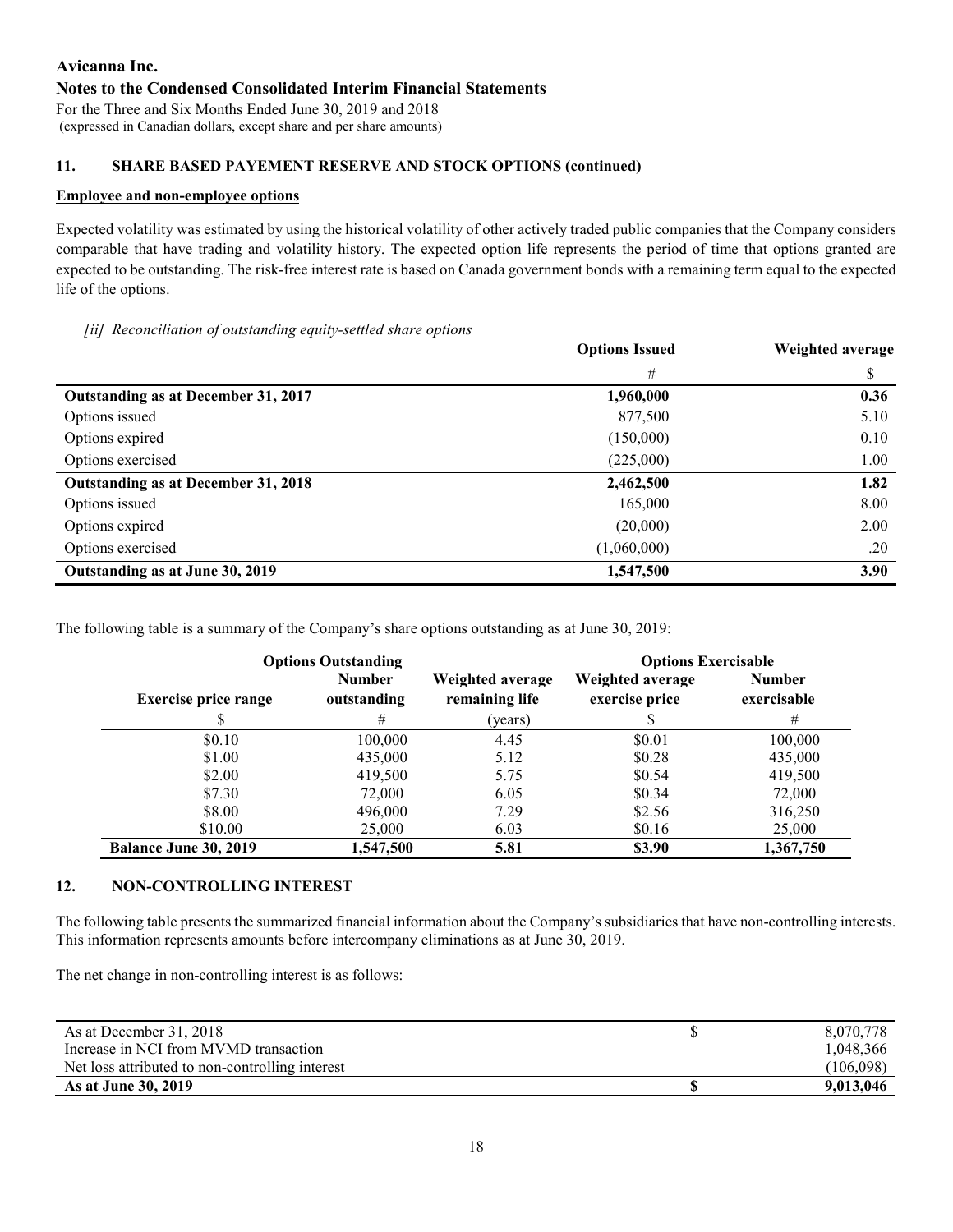# Avicanna Inc.

## Notes to the Condensed Consolidated Interim Financial Statements

For the Three and Six Months Ended June 30, 2019 and 2018
(expressed in Canadian dollars, except share and per share amounts)

### 11. SHARE BASED PAYEMENT RESERVE AND STOCK OPTIONS (continued)

**Employee and non-employee options**

Expected volatility was estimated by using the historical volatility of other actively traded public companies that the Company considers comparable that have trading and volatility history. The expected option life represents the period of time that options granted are expected to be outstanding. The risk-free interest rate is based on Canada government bonds with a remaining term equal to the expected life of the options.

*[ii] Reconciliation of outstanding equity-settled share options*

| | Options Issued | Weighted average |
|---|---|---|
| | # | $ |
| **Outstanding as at December 31, 2017** | **1,960,000** | **0.36** |
| Options issued | 877,500 | 5.10 |
| Options expired | (150,000) | 0.10 |
| Options exercised | (225,000) | 1.00 |
| **Outstanding as at December 31, 2018** | **2,462,500** | **1.82** |
| Options issued | 165,000 | 8.00 |
| Options expired | (20,000) | 2.00 |
| Options exercised | (1,060,000) | .20 |
| **Outstanding as at June 30, 2019** | **1,547,500** | **3.90** |

The following table is a summary of the Company's share options outstanding as at June 30, 2019:

| Options Outstanding | | | Options Exercisable | |
|---|---|---|---|---|
| Exercise price range | Number outstanding | Weighted average remaining life | Weighted average exercise price | Number exercisable |
| $ | # | (years) | $ | # |
| $0.10 | 100,000 | 4.45 | $0.01 | 100,000 |
| $1.00 | 435,000 | 5.12 | $0.28 | 435,000 |
| $2.00 | 419,500 | 5.75 | $0.54 | 419,500 |
| $7.30 | 72,000 | 6.05 | $0.34 | 72,000 |
| $8.00 | 496,000 | 7.29 | $2.56 | 316,250 |
| $10.00 | 25,000 | 6.03 | $0.16 | 25,000 |
| **Balance June 30, 2019** | **1,547,500** | **5.81** | **$3.90** | **1,367,750** |

### 12. NON-CONTROLLING INTEREST

The following table presents the summarized financial information about the Company's subsidiaries that have non-controlling interests. This information represents amounts before intercompany eliminations as at June 30, 2019.

The net change in non-controlling interest is as follows:

| | | |
|---|---|---|
| As at December 31, 2018 | $ | 8,070,778 |
| Increase in NCI from MVMD transaction | | 1,048,366 |
| Net loss attributed to non-controlling interest | | (106,098) |
| **As at June 30, 2019** | **$** | **9,013,046** |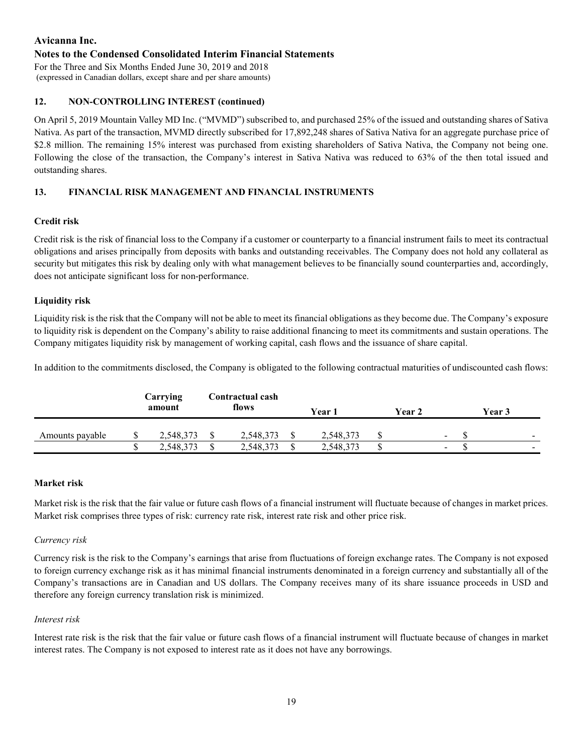**Avicanna Inc.**
**Notes to the Condensed Consolidated Interim Financial Statements**
For the Three and Six Months Ended June 30, 2019 and 2018
(expressed in Canadian dollars, except share and per share amounts)

## 12. NON-CONTROLLING INTEREST (continued)

On April 5, 2019 Mountain Valley MD Inc. ("MVMD") subscribed to, and purchased 25% of the issued and outstanding shares of Sativa Nativa. As part of the transaction, MVMD directly subscribed for 17,892,248 shares of Sativa Nativa for an aggregate purchase price of $2.8 million. The remaining 15% interest was purchased from existing shareholders of Sativa Nativa, the Company not being one. Following the close of the transaction, the Company's interest in Sativa Nativa was reduced to 63% of the then total issued and outstanding shares.

## 13. FINANCIAL RISK MANAGEMENT AND FINANCIAL INSTRUMENTS

### Credit risk

Credit risk is the risk of financial loss to the Company if a customer or counterparty to a financial instrument fails to meet its contractual obligations and arises principally from deposits with banks and outstanding receivables. The Company does not hold any collateral as security but mitigates this risk by dealing only with what management believes to be financially sound counterparties and, accordingly, does not anticipate significant loss for non-performance.

### Liquidity risk

Liquidity risk is the risk that the Company will not be able to meet its financial obligations as they become due. The Company's exposure to liquidity risk is dependent on the Company's ability to raise additional financing to meet its commitments and sustain operations. The Company mitigates liquidity risk by management of working capital, cash flows and the issuance of share capital.

In addition to the commitments disclosed, the Company is obligated to the following contractual maturities of undiscounted cash flows:

| | Carrying amount | Contractual cash flows | Year 1 | Year 2 | Year 3 |
|---|---|---|---|---|---|
| Amounts payable | $ 2,548,373 | $ 2,548,373 | $ 2,548,373 | $ - | $ - |
| | $ 2,548,373 | $ 2,548,373 | $ 2,548,373 | $ - | $ - |

### Market risk

Market risk is the risk that the fair value or future cash flows of a financial instrument will fluctuate because of changes in market prices. Market risk comprises three types of risk: currency rate risk, interest rate risk and other price risk.

*Currency risk*

Currency risk is the risk to the Company's earnings that arise from fluctuations of foreign exchange rates. The Company is not exposed to foreign currency exchange risk as it has minimal financial instruments denominated in a foreign currency and substantially all of the Company's transactions are in Canadian and US dollars. The Company receives many of its share issuance proceeds in USD and therefore any foreign currency translation risk is minimized.

*Interest risk*

Interest rate risk is the risk that the fair value or future cash flows of a financial instrument will fluctuate because of changes in market interest rates. The Company is not exposed to interest rate as it does not have any borrowings.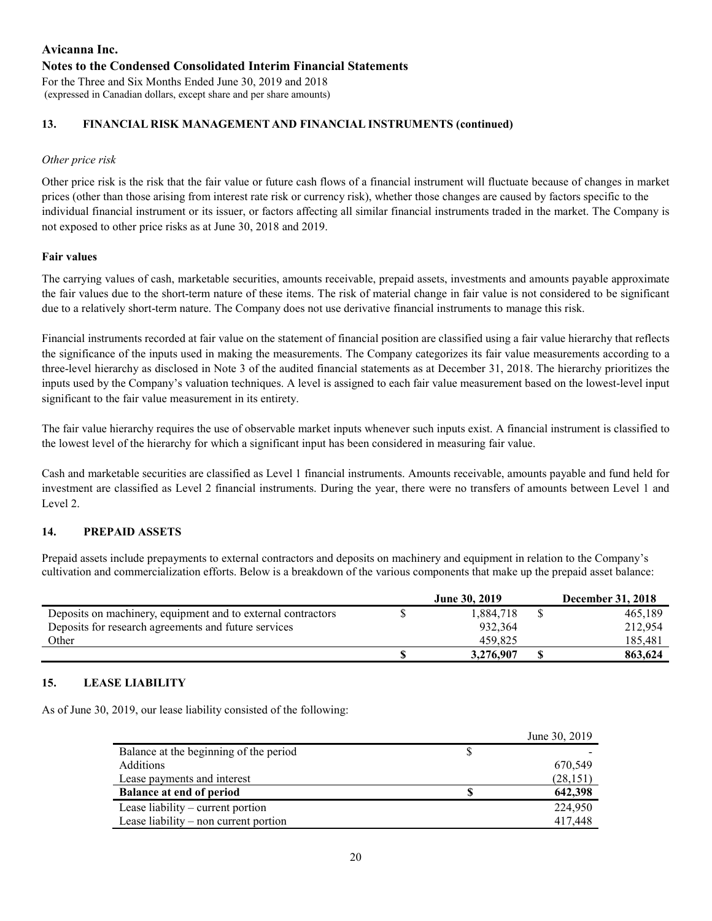### 13. FINANCIAL RISK MANAGEMENT AND FINANCIAL INSTRUMENTS (continued)

*Other price risk*

Other price risk is the risk that the fair value or future cash flows of a financial instrument will fluctuate because of changes in market prices (other than those arising from interest rate risk or currency risk), whether those changes are caused by factors specific to the individual financial instrument or its issuer, or factors affecting all similar financial instruments traded in the market. The Company is not exposed to other price risks as at June 30, 2018 and 2019.

**Fair values**

The carrying values of cash, marketable securities, amounts receivable, prepaid assets, investments and amounts payable approximate the fair values due to the short-term nature of these items. The risk of material change in fair value is not considered to be significant due to a relatively short-term nature. The Company does not use derivative financial instruments to manage this risk.

Financial instruments recorded at fair value on the statement of financial position are classified using a fair value hierarchy that reflects the significance of the inputs used in making the measurements. The Company categorizes its fair value measurements according to a three-level hierarchy as disclosed in Note 3 of the audited financial statements as at December 31, 2018. The hierarchy prioritizes the inputs used by the Company's valuation techniques. A level is assigned to each fair value measurement based on the lowest-level input significant to the fair value measurement in its entirety.

The fair value hierarchy requires the use of observable market inputs whenever such inputs exist. A financial instrument is classified to the lowest level of the hierarchy for which a significant input has been considered in measuring fair value.

Cash and marketable securities are classified as Level 1 financial instruments. Amounts receivable, amounts payable and fund held for investment are classified as Level 2 financial instruments. During the year, there were no transfers of amounts between Level 1 and Level 2.

### 14. PREPAID ASSETS

Prepaid assets include prepayments to external contractors and deposits on machinery and equipment in relation to the Company's cultivation and commercialization efforts. Below is a breakdown of the various components that make up the prepaid asset balance:

| | | June 30, 2019 | | December 31, 2018 |
|---|---|---|---|---|
| Deposits on machinery, equipment and to external contractors | $ | 1,884,718 | $ | 465,189 |
| Deposits for research agreements and future services | | 932,364 | | 212,954 |
| Other | | 459,825 | | 185,481 |
| | **$** | **3,276,907** | **$** | **863,624** |

### 15. LEASE LIABILITY

As of June 30, 2019, our lease liability consisted of the following:

| | | June 30, 2019 |
|---|---|---|
| Balance at the beginning of the period | $ | - |
| Additions | | 670,549 |
| Lease payments and interest | | (28,151) |
| **Balance at end of period** | **$** | **642,398** |
| Lease liability – current portion | | 224,950 |
| Lease liability – non current portion | | 417,448 |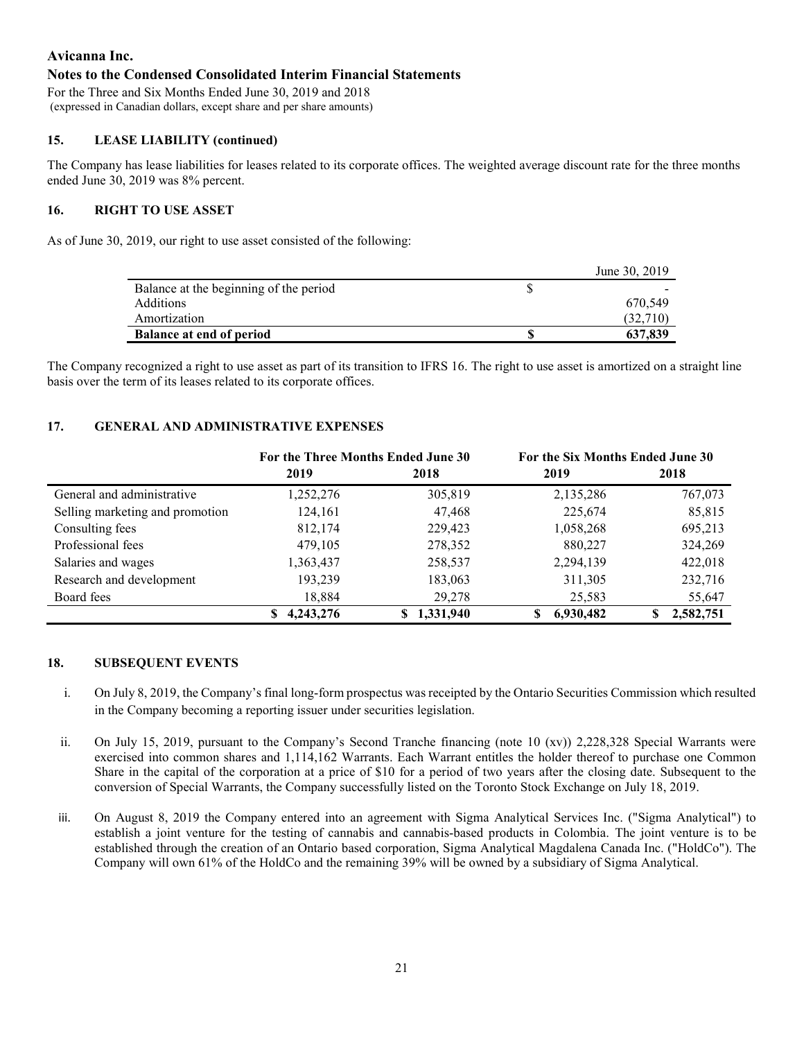## 15. LEASE LIABILITY (continued)

The Company has lease liabilities for leases related to its corporate offices. The weighted average discount rate for the three months ended June 30, 2019 was 8% percent.

## 16. RIGHT TO USE ASSET

As of June 30, 2019, our right to use asset consisted of the following:

| | | June 30, 2019 |
|---|---|---|
| Balance at the beginning of the period | $ | - |
| Additions | | 670,549 |
| Amortization | | (32,710) |
| **Balance at end of period** | **$** | **637,839** |

The Company recognized a right to use asset as part of its transition to IFRS 16. The right to use asset is amortized on a straight line basis over the term of its leases related to its corporate offices.

## 17. GENERAL AND ADMINISTRATIVE EXPENSES

| | For the Three Months Ended June 30 | | For the Six Months Ended June 30 | |
|---|---|---|---|---|
| | 2019 | 2018 | 2019 | 2018 |
| General and administrative | 1,252,276 | 305,819 | 2,135,286 | 767,073 |
| Selling marketing and promotion | 124,161 | 47,468 | 225,674 | 85,815 |
| Consulting fees | 812,174 | 229,423 | 1,058,268 | 695,213 |
| Professional fees | 479,105 | 278,352 | 880,227 | 324,269 |
| Salaries and wages | 1,363,437 | 258,537 | 2,294,139 | 422,018 |
| Research and development | 193,239 | 183,063 | 311,305 | 232,716 |
| Board fees | 18,884 | 29,278 | 25,583 | 55,647 |
| | **$ 4,243,276** | **$ 1,331,940** | **$ 6,930,482** | **$ 2,582,751** |

## 18. SUBSEQUENT EVENTS

i. On July 8, 2019, the Company's final long-form prospectus was receipted by the Ontario Securities Commission which resulted in the Company becoming a reporting issuer under securities legislation.

ii. On July 15, 2019, pursuant to the Company's Second Tranche financing (note 10 (xv)) 2,228,328 Special Warrants were exercised into common shares and 1,114,162 Warrants. Each Warrant entitles the holder thereof to purchase one Common Share in the capital of the corporation at a price of $10 for a period of two years after the closing date. Subsequent to the conversion of Special Warrants, the Company successfully listed on the Toronto Stock Exchange on July 18, 2019.

iii. On August 8, 2019 the Company entered into an agreement with Sigma Analytical Services Inc. ("Sigma Analytical") to establish a joint venture for the testing of cannabis and cannabis-based products in Colombia. The joint venture is to be established through the creation of an Ontario based corporation, Sigma Analytical Magdalena Canada Inc. ("HoldCo"). The Company will own 61% of the HoldCo and the remaining 39% will be owned by a subsidiary of Sigma Analytical.